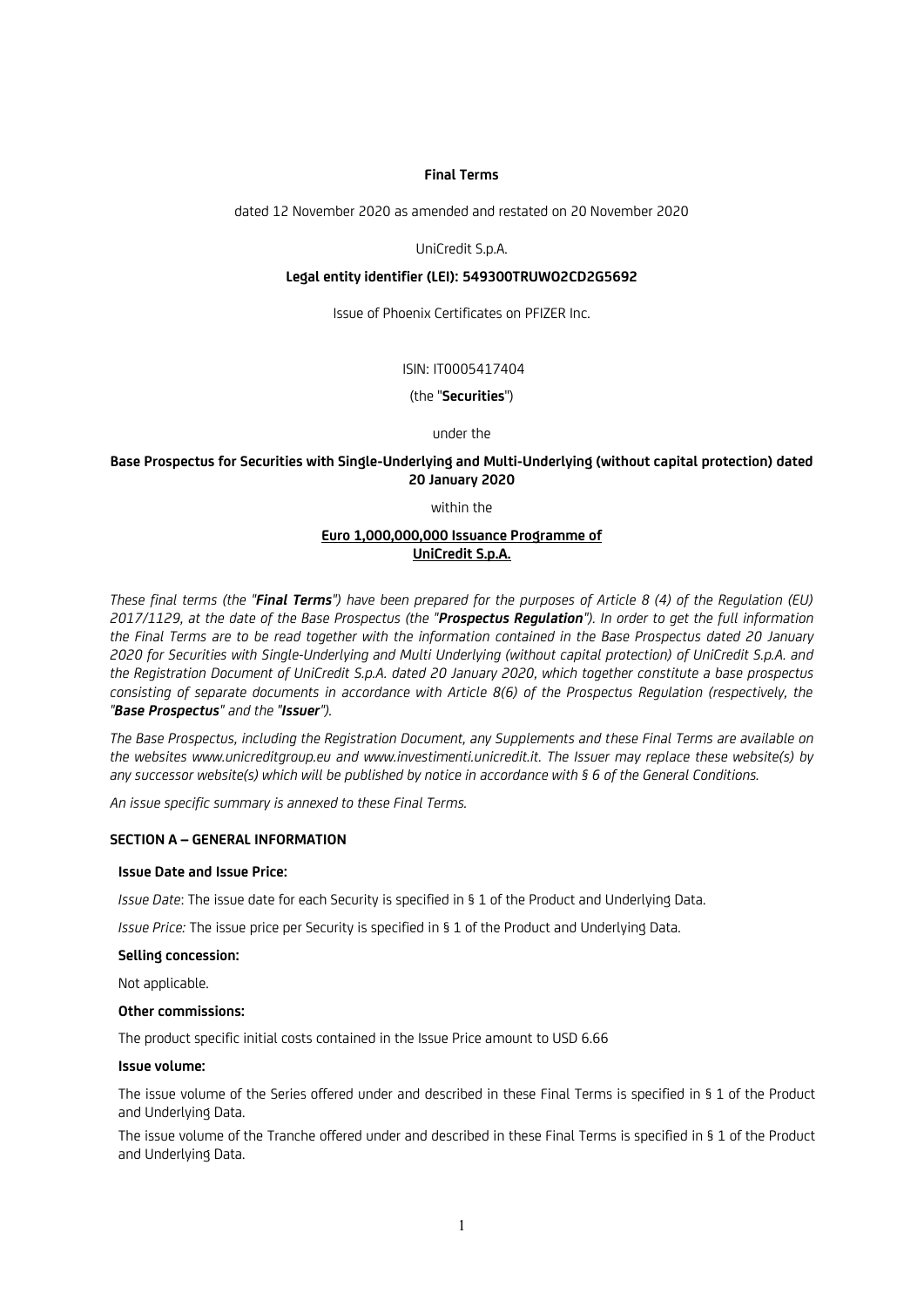**Final Terms**

dated 12 November 2020 as amended and restated on 20 November 2020

UniCredit S.p.A.

**Legal entity identifier (LEI): 549300TRUWO2CD2G5692**

Issue of Phoenix Certificates on PFIZER Inc.

ISIN: IT0005417404

(the "**Securities**")

under the

**Base Prospectus for Securities with Single-Underlying and Multi-Underlying (without capital protection) dated 20 January 2020**

within the

**Euro 1,000,000,000 Issuance Programme of UniCredit S.p.A.**

*These final terms (the "**Final Terms**") have been prepared for the purposes of Article 8 (4) of the Regulation (EU) 2017/1129, at the date of the Base Prospectus (the "**Prospectus Regulation**"). In order to get the full information the Final Terms are to be read together with the information contained in the Base Prospectus dated 20 January 2020 for Securities with Single-Underlying and Multi Underlying (without capital protection) of UniCredit S.p.A. and the Registration Document of UniCredit S.p.A. dated 20 January 2020, which together constitute a base prospectus consisting of separate documents in accordance with Article 8(6) of the Prospectus Regulation (respectively, the "**Base Prospectus**" and the "**Issuer**").*

*The Base Prospectus, including the Registration Document, any Supplements and these Final Terms are available on the websites www.unicreditgroup.eu and www.investimenti.unicredit.it. The Issuer may replace these website(s) by any successor website(s) which will be published by notice in accordance with § 6 of the General Conditions.*

*An issue specific summary is annexed to these Final Terms.*

**SECTION A – GENERAL INFORMATION**

**Issue Date and Issue Price:**

*Issue Date*: The issue date for each Security is specified in § 1 of the Product and Underlying Data.

*Issue Price:* The issue price per Security is specified in § 1 of the Product and Underlying Data.

**Selling concession:**

Not applicable.

**Other commissions:**

The product specific initial costs contained in the Issue Price amount to USD 6.66

**Issue volume:**

The issue volume of the Series offered under and described in these Final Terms is specified in § 1 of the Product and Underlying Data.

The issue volume of the Tranche offered under and described in these Final Terms is specified in § 1 of the Product and Underlying Data.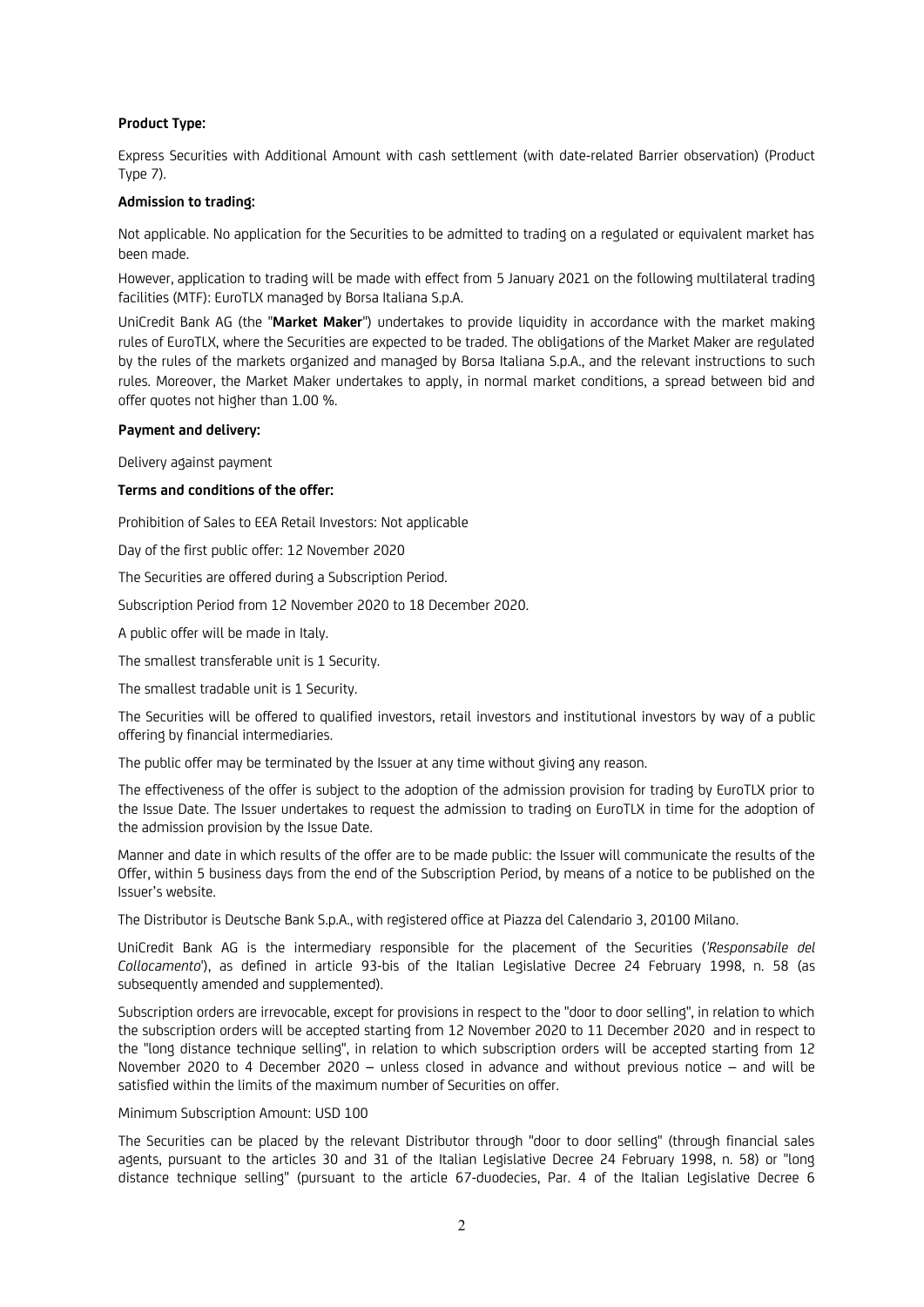**Product Type:**

Express Securities with Additional Amount with cash settlement (with date-related Barrier observation) (Product Type 7).

**Admission to trading:**

Not applicable. No application for the Securities to be admitted to trading on a regulated or equivalent market has been made.

However, application to trading will be made with effect from 5 January 2021 on the following multilateral trading facilities (MTF): EuroTLX managed by Borsa Italiana S.p.A.

UniCredit Bank AG (the "**Market Maker**") undertakes to provide liquidity in accordance with the market making rules of EuroTLX, where the Securities are expected to be traded. The obligations of the Market Maker are regulated by the rules of the markets organized and managed by Borsa Italiana S.p.A., and the relevant instructions to such rules. Moreover, the Market Maker undertakes to apply, in normal market conditions, a spread between bid and offer quotes not higher than 1.00 %.

**Payment and delivery:**

Delivery against payment

**Terms and conditions of the offer:**

Prohibition of Sales to EEA Retail Investors: Not applicable

Day of the first public offer: 12 November 2020

The Securities are offered during a Subscription Period.

Subscription Period from 12 November 2020 to 18 December 2020.

A public offer will be made in Italy.

The smallest transferable unit is 1 Security.

The smallest tradable unit is 1 Security.

The Securities will be offered to qualified investors, retail investors and institutional investors by way of a public offering by financial intermediaries.

The public offer may be terminated by the Issuer at any time without giving any reason.

The effectiveness of the offer is subject to the adoption of the admission provision for trading by EuroTLX prior to the Issue Date. The Issuer undertakes to request the admission to trading on EuroTLX in time for the adoption of the admission provision by the Issue Date.

Manner and date in which results of the offer are to be made public: the Issuer will communicate the results of the Offer, within 5 business days from the end of the Subscription Period, by means of a notice to be published on the Issuer's website.

The Distributor is Deutsche Bank S.p.A., with registered office at Piazza del Calendario 3, 20100 Milano.

UniCredit Bank AG is the intermediary responsible for the placement of the Securities ('*Responsabile del Collocamento*'), as defined in article 93-bis of the Italian Legislative Decree 24 February 1998, n. 58 (as subsequently amended and supplemented).

Subscription orders are irrevocable, except for provisions in respect to the "door to door selling", in relation to which the subscription orders will be accepted starting from 12 November 2020 to 11 December 2020 and in respect to the "long distance technique selling", in relation to which subscription orders will be accepted starting from 12 November 2020 to 4 December 2020 – unless closed in advance and without previous notice – and will be satisfied within the limits of the maximum number of Securities on offer.

Minimum Subscription Amount: USD 100

The Securities can be placed by the relevant Distributor through "door to door selling" (through financial sales agents, pursuant to the articles 30 and 31 of the Italian Legislative Decree 24 February 1998, n. 58) or "long distance technique selling" (pursuant to the article 67-duodecies, Par. 4 of the Italian Legislative Decree 6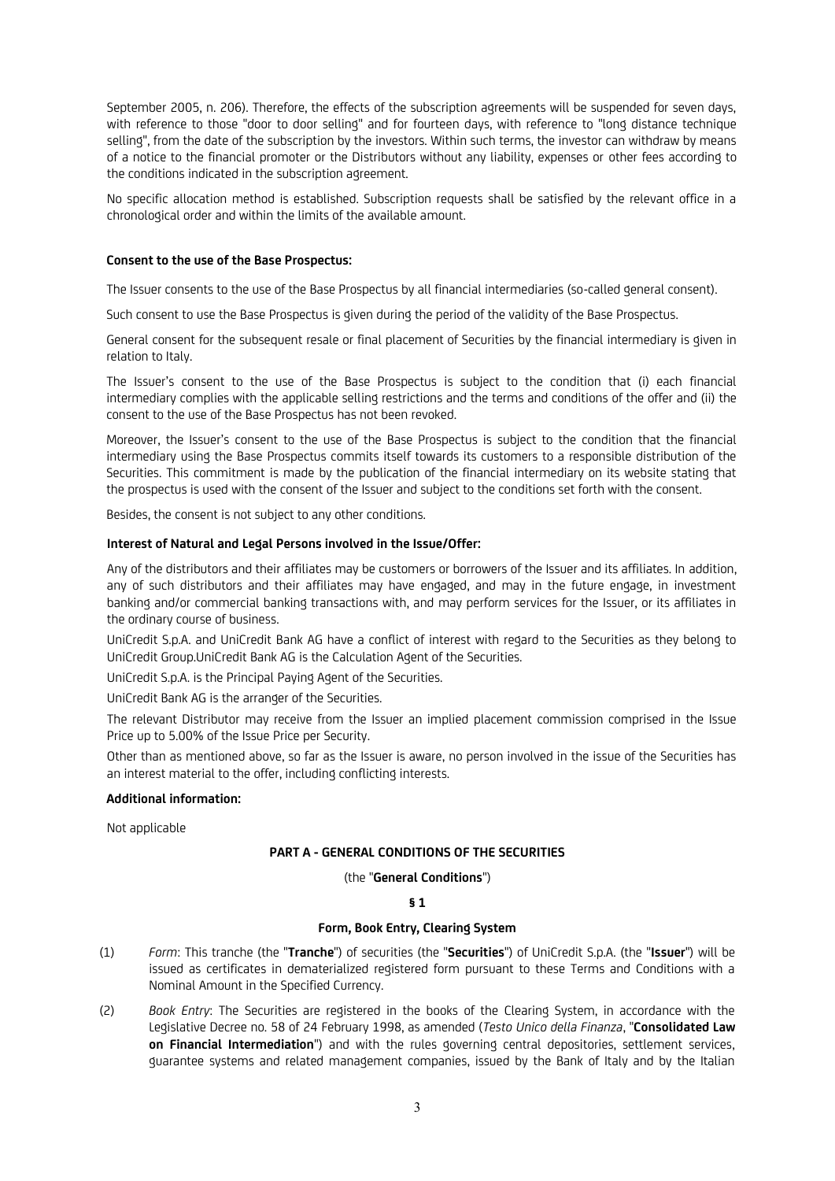September 2005, n. 206). Therefore, the effects of the subscription agreements will be suspended for seven days, with reference to those "door to door selling" and for fourteen days, with reference to "long distance technique selling", from the date of the subscription by the investors. Within such terms, the investor can withdraw by means of a notice to the financial promoter or the Distributors without any liability, expenses or other fees according to the conditions indicated in the subscription agreement.

No specific allocation method is established. Subscription requests shall be satisfied by the relevant office in a chronological order and within the limits of the available amount.

**Consent to the use of the Base Prospectus:**

The Issuer consents to the use of the Base Prospectus by all financial intermediaries (so-called general consent).

Such consent to use the Base Prospectus is given during the period of the validity of the Base Prospectus.

General consent for the subsequent resale or final placement of Securities by the financial intermediary is given in relation to Italy.

The Issuer's consent to the use of the Base Prospectus is subject to the condition that (i) each financial intermediary complies with the applicable selling restrictions and the terms and conditions of the offer and (ii) the consent to the use of the Base Prospectus has not been revoked.

Moreover, the Issuer's consent to the use of the Base Prospectus is subject to the condition that the financial intermediary using the Base Prospectus commits itself towards its customers to a responsible distribution of the Securities. This commitment is made by the publication of the financial intermediary on its website stating that the prospectus is used with the consent of the Issuer and subject to the conditions set forth with the consent.

Besides, the consent is not subject to any other conditions.

**Interest of Natural and Legal Persons involved in the Issue/Offer:**

Any of the distributors and their affiliates may be customers or borrowers of the Issuer and its affiliates. In addition, any of such distributors and their affiliates may have engaged, and may in the future engage, in investment banking and/or commercial banking transactions with, and may perform services for the Issuer, or its affiliates in the ordinary course of business.

UniCredit S.p.A. and UniCredit Bank AG have a conflict of interest with regard to the Securities as they belong to UniCredit Group.UniCredit Bank AG is the Calculation Agent of the Securities.

UniCredit S.p.A. is the Principal Paying Agent of the Securities.

UniCredit Bank AG is the arranger of the Securities.

The relevant Distributor may receive from the Issuer an implied placement commission comprised in the Issue Price up to 5.00% of the Issue Price per Security.

Other than as mentioned above, so far as the Issuer is aware, no person involved in the issue of the Securities has an interest material to the offer, including conflicting interests.

**Additional information:**

Not applicable

## PART A - GENERAL CONDITIONS OF THE SECURITIES

(the "**General Conditions**")

### § 1

### Form, Book Entry, Clearing System

(1) *Form*: This tranche (the "**Tranche**") of securities (the "**Securities**") of UniCredit S.p.A. (the "**Issuer**") will be issued as certificates in dematerialized registered form pursuant to these Terms and Conditions with a Nominal Amount in the Specified Currency.

(2) *Book Entry*: The Securities are registered in the books of the Clearing System, in accordance with the Legislative Decree no. 58 of 24 February 1998, as amended (*Testo Unico della Finanza*, "**Consolidated Law on Financial Intermediation**") and with the rules governing central depositories, settlement services, guarantee systems and related management companies, issued by the Bank of Italy and by the Italian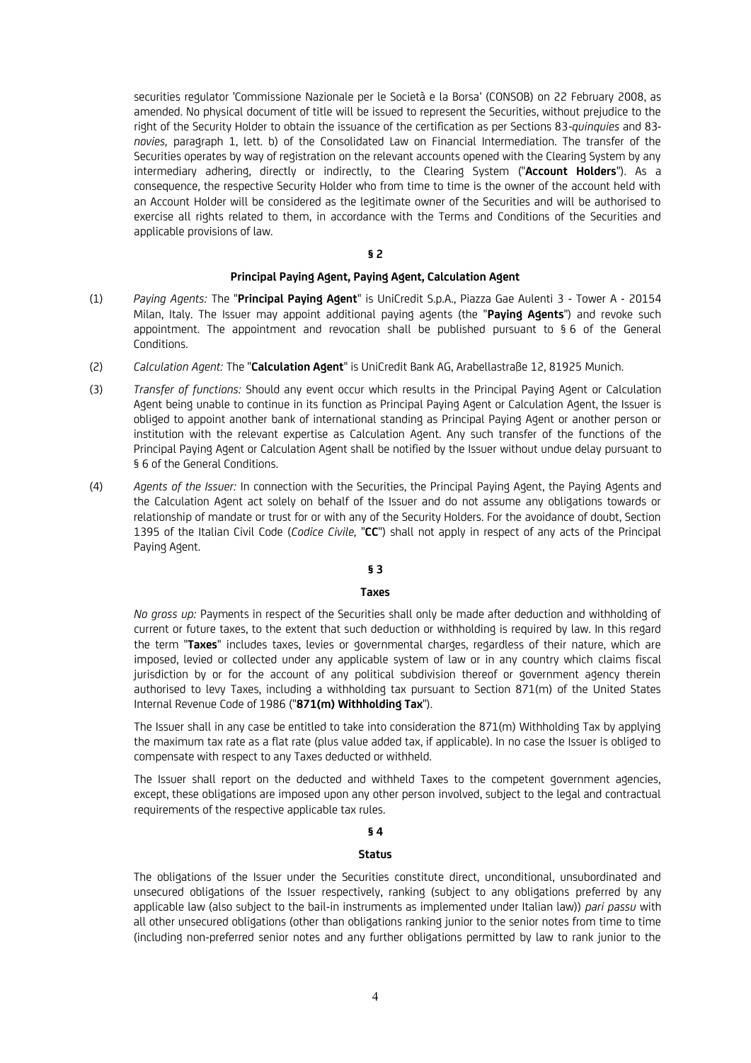securities regulator 'Commissione Nazionale per le Società e la Borsa' (CONSOB) on 22 February 2008, as amended. No physical document of title will be issued to represent the Securities, without prejudice to the right of the Security Holder to obtain the issuance of the certification as per Sections 83-*quinquies* and 83-*novies*, paragraph 1, lett. b) of the Consolidated Law on Financial Intermediation. The transfer of the Securities operates by way of registration on the relevant accounts opened with the Clearing System by any intermediary adhering, directly or indirectly, to the Clearing System ("**Account Holders**"). As a consequence, the respective Security Holder who from time to time is the owner of the account held with an Account Holder will be considered as the legitimate owner of the Securities and will be authorised to exercise all rights related to them, in accordance with the Terms and Conditions of the Securities and applicable provisions of law.

**§ 2**

**Principal Paying Agent, Paying Agent, Calculation Agent**

(1) *Paying Agents:* The "**Principal Paying Agent**" is UniCredit S.p.A., Piazza Gae Aulenti 3 - Tower A - 20154 Milan, Italy. The Issuer may appoint additional paying agents (the "**Paying Agents**") and revoke such appointment. The appointment and revocation shall be published pursuant to § 6 of the General Conditions.

(2) *Calculation Agent:* The "**Calculation Agent**" is UniCredit Bank AG, Arabellastraße 12, 81925 Munich.

(3) *Transfer of functions:* Should any event occur which results in the Principal Paying Agent or Calculation Agent being unable to continue in its function as Principal Paying Agent or Calculation Agent, the Issuer is obliged to appoint another bank of international standing as Principal Paying Agent or another person or institution with the relevant expertise as Calculation Agent. Any such transfer of the functions of the Principal Paying Agent or Calculation Agent shall be notified by the Issuer without undue delay pursuant to § 6 of the General Conditions.

(4) *Agents of the Issuer:* In connection with the Securities, the Principal Paying Agent, the Paying Agents and the Calculation Agent act solely on behalf of the Issuer and do not assume any obligations towards or relationship of mandate or trust for or with any of the Security Holders. For the avoidance of doubt, Section 1395 of the Italian Civil Code (*Codice Civile,* "**CC**") shall not apply in respect of any acts of the Principal Paying Agent.

**§ 3**

**Taxes**

*No gross up:* Payments in respect of the Securities shall only be made after deduction and withholding of current or future taxes, to the extent that such deduction or withholding is required by law. In this regard the term "**Taxes**" includes taxes, levies or governmental charges, regardless of their nature, which are imposed, levied or collected under any applicable system of law or in any country which claims fiscal jurisdiction by or for the account of any political subdivision thereof or government agency therein authorised to levy Taxes, including a withholding tax pursuant to Section 871(m) of the United States Internal Revenue Code of 1986 ("**871(m) Withholding Tax**").

The Issuer shall in any case be entitled to take into consideration the 871(m) Withholding Tax by applying the maximum tax rate as a flat rate (plus value added tax, if applicable). In no case the Issuer is obliged to compensate with respect to any Taxes deducted or withheld.

The Issuer shall report on the deducted and withheld Taxes to the competent government agencies, except, these obligations are imposed upon any other person involved, subject to the legal and contractual requirements of the respective applicable tax rules.

**§ 4**

**Status**

The obligations of the Issuer under the Securities constitute direct, unconditional, unsubordinated and unsecured obligations of the Issuer respectively, ranking (subject to any obligations preferred by any applicable law (also subject to the bail-in instruments as implemented under Italian law)) *pari passu* with all other unsecured obligations (other than obligations ranking junior to the senior notes from time to time (including non-preferred senior notes and any further obligations permitted by law to rank junior to the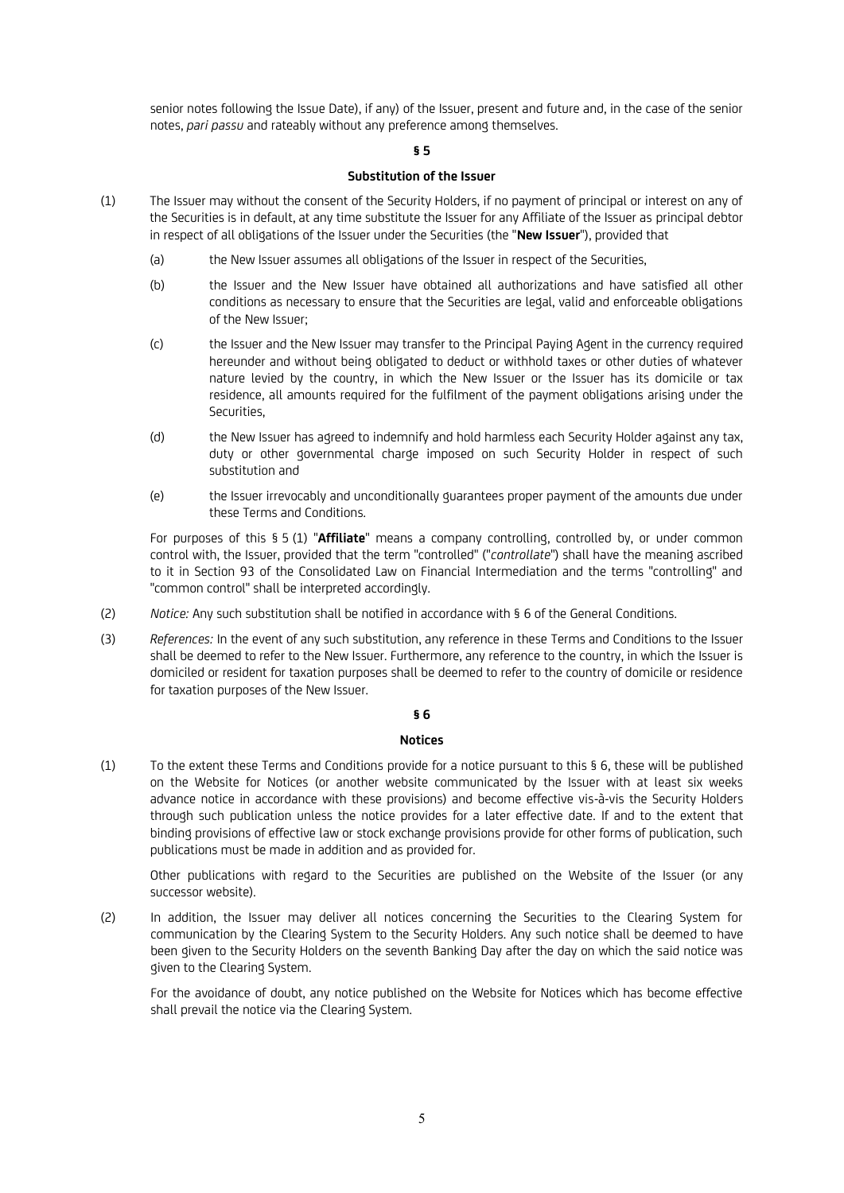senior notes following the Issue Date), if any) of the Issuer, present and future and, in the case of the senior notes, *pari passu* and rateably without any preference among themselves.

## § 5

## Substitution of the Issuer

(1) The Issuer may without the consent of the Security Holders, if no payment of principal or interest on any of the Securities is in default, at any time substitute the Issuer for any Affiliate of the Issuer as principal debtor in respect of all obligations of the Issuer under the Securities (the "**New Issuer**"), provided that

   (a) the New Issuer assumes all obligations of the Issuer in respect of the Securities,

   (b) the Issuer and the New Issuer have obtained all authorizations and have satisfied all other conditions as necessary to ensure that the Securities are legal, valid and enforceable obligations of the New Issuer;

   (c) the Issuer and the New Issuer may transfer to the Principal Paying Agent in the currency required hereunder and without being obligated to deduct or withhold taxes or other duties of whatever nature levied by the country, in which the New Issuer or the Issuer has its domicile or tax residence, all amounts required for the fulfilment of the payment obligations arising under the Securities,

   (d) the New Issuer has agreed to indemnify and hold harmless each Security Holder against any tax, duty or other governmental charge imposed on such Security Holder in respect of such substitution and

   (e) the Issuer irrevocably and unconditionally guarantees proper payment of the amounts due under these Terms and Conditions.

   For purposes of this § 5 (1) "**Affiliate**" means a company controlling, controlled by, or under common control with, the Issuer, provided that the term "controlled" ("*controllate*") shall have the meaning ascribed to it in Section 93 of the Consolidated Law on Financial Intermediation and the terms "controlling" and "common control" shall be interpreted accordingly.

(2) *Notice:* Any such substitution shall be notified in accordance with § 6 of the General Conditions.

(3) *References:* In the event of any such substitution, any reference in these Terms and Conditions to the Issuer shall be deemed to refer to the New Issuer. Furthermore, any reference to the country, in which the Issuer is domiciled or resident for taxation purposes shall be deemed to refer to the country of domicile or residence for taxation purposes of the New Issuer.

## § 6

## Notices

(1) To the extent these Terms and Conditions provide for a notice pursuant to this § 6, these will be published on the Website for Notices (or another website communicated by the Issuer with at least six weeks advance notice in accordance with these provisions) and become effective vis-à-vis the Security Holders through such publication unless the notice provides for a later effective date. If and to the extent that binding provisions of effective law or stock exchange provisions provide for other forms of publication, such publications must be made in addition and as provided for.

   Other publications with regard to the Securities are published on the Website of the Issuer (or any successor website).

(2) In addition, the Issuer may deliver all notices concerning the Securities to the Clearing System for communication by the Clearing System to the Security Holders. Any such notice shall be deemed to have been given to the Security Holders on the seventh Banking Day after the day on which the said notice was given to the Clearing System.

   For the avoidance of doubt, any notice published on the Website for Notices which has become effective shall prevail the notice via the Clearing System.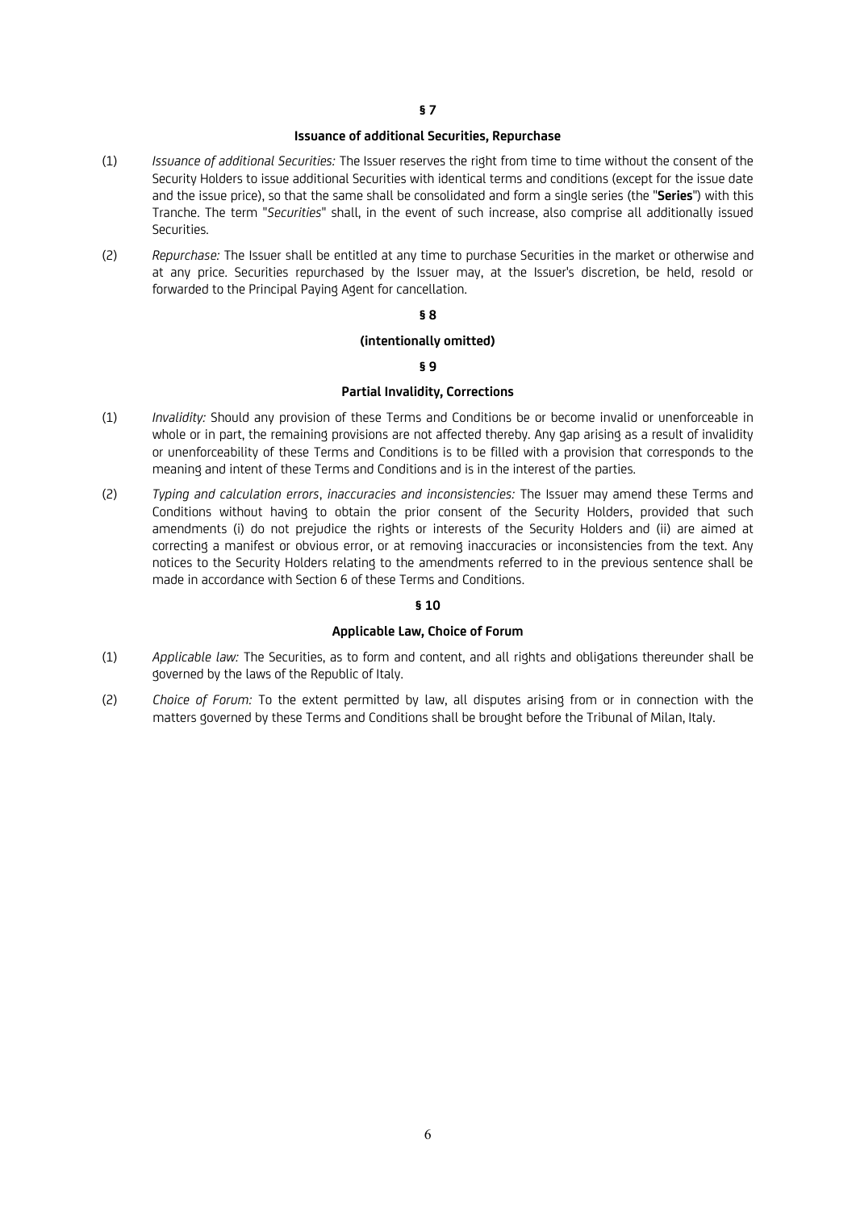## § 7

### Issuance of additional Securities, Repurchase

(1) *Issuance of additional Securities:* The Issuer reserves the right from time to time without the consent of the Security Holders to issue additional Securities with identical terms and conditions (except for the issue date and the issue price), so that the same shall be consolidated and form a single series (the "**Series**") with this Tranche. The term "*Securities*" shall, in the event of such increase, also comprise all additionally issued Securities.

(2) *Repurchase:* The Issuer shall be entitled at any time to purchase Securities in the market or otherwise and at any price. Securities repurchased by the Issuer may, at the Issuer's discretion, be held, resold or forwarded to the Principal Paying Agent for cancellation.

## § 8

### (intentionally omitted)

## § 9

### Partial Invalidity, Corrections

(1) *Invalidity:* Should any provision of these Terms and Conditions be or become invalid or unenforceable in whole or in part, the remaining provisions are not affected thereby. Any gap arising as a result of invalidity or unenforceability of these Terms and Conditions is to be filled with a provision that corresponds to the meaning and intent of these Terms and Conditions and is in the interest of the parties.

(2) *Typing and calculation errors, inaccuracies and inconsistencies:* The Issuer may amend these Terms and Conditions without having to obtain the prior consent of the Security Holders, provided that such amendments (i) do not prejudice the rights or interests of the Security Holders and (ii) are aimed at correcting a manifest or obvious error, or at removing inaccuracies or inconsistencies from the text. Any notices to the Security Holders relating to the amendments referred to in the previous sentence shall be made in accordance with Section 6 of these Terms and Conditions.

## § 10

### Applicable Law, Choice of Forum

(1) *Applicable law:* The Securities, as to form and content, and all rights and obligations thereunder shall be governed by the laws of the Republic of Italy.

(2) *Choice of Forum:* To the extent permitted by law, all disputes arising from or in connection with the matters governed by these Terms and Conditions shall be brought before the Tribunal of Milan, Italy.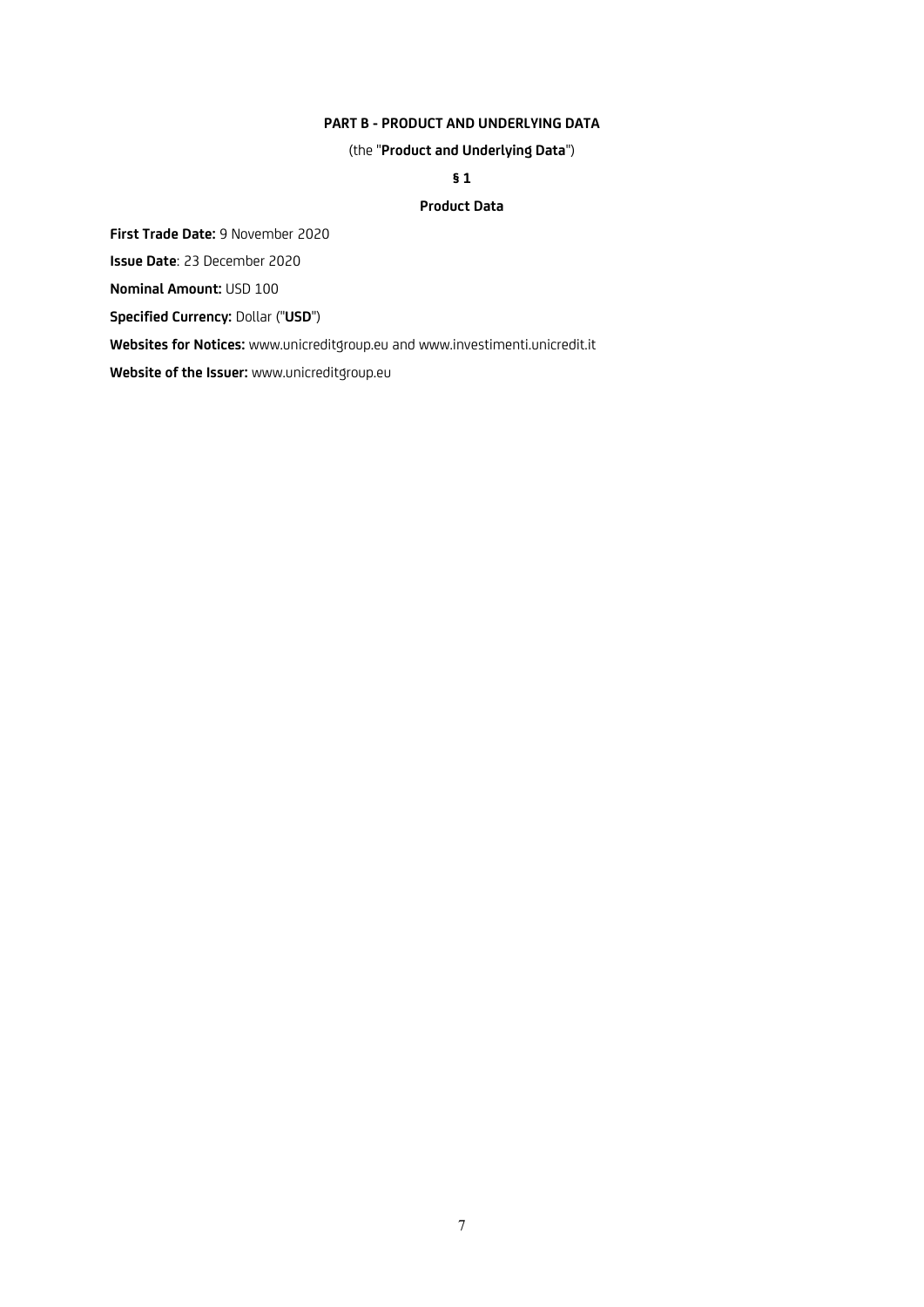## PART B - PRODUCT AND UNDERLYING DATA

(the "**Product and Underlying Data**")

### § 1

### Product Data

**First Trade Date:** 9 November 2020

**Issue Date**: 23 December 2020

**Nominal Amount:** USD 100

**Specified Currency:** Dollar ("**USD**")

**Websites for Notices:** www.unicreditgroup.eu and www.investimenti.unicredit.it

**Website of the Issuer:** www.unicreditgroup.eu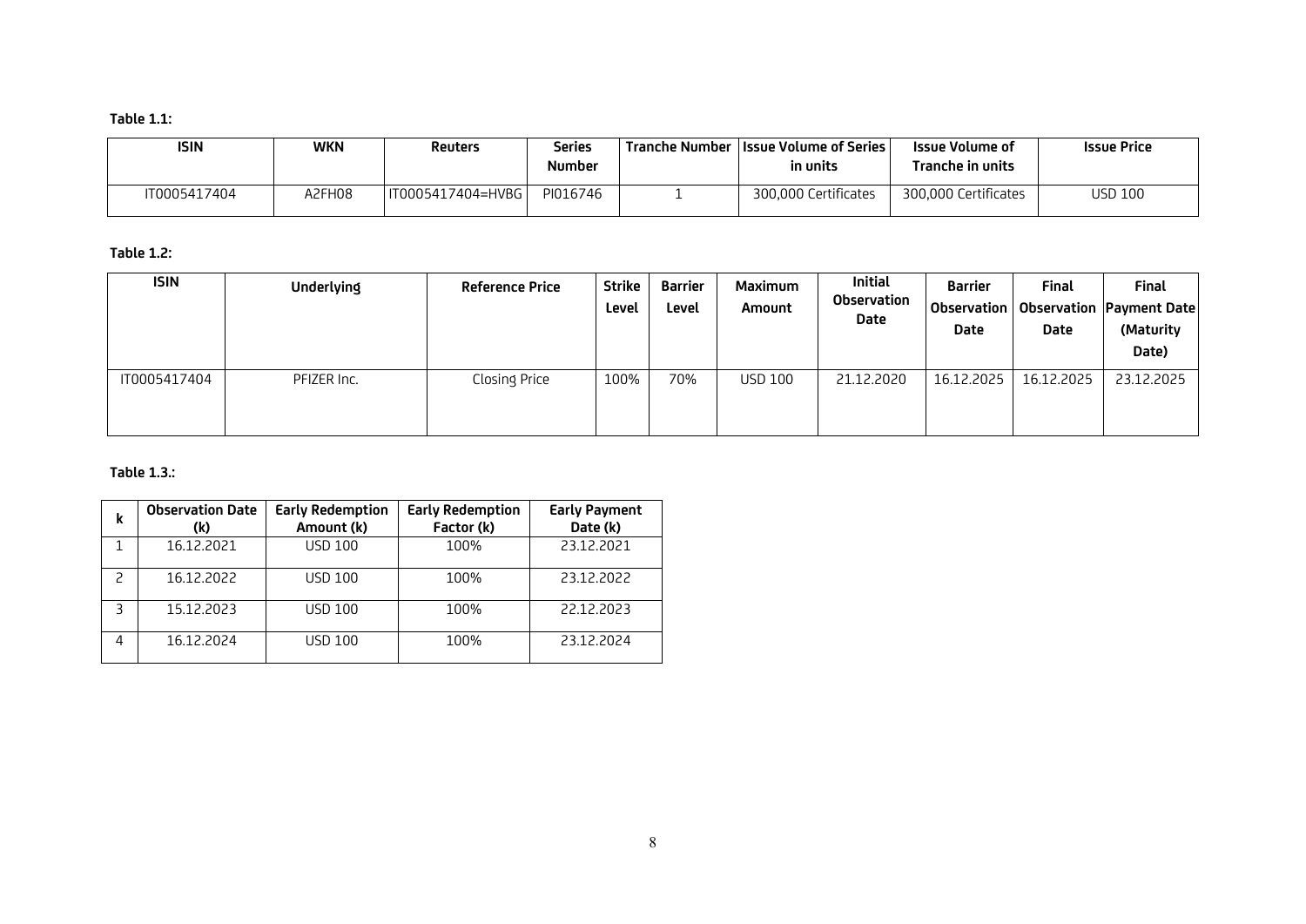**Table 1.1:**

| ISIN | WKN | Reuters | Series Number | Tranche Number | Issue Volume of Series in units | Issue Volume of Tranche in units | Issue Price |
|---|---|---|---|---|---|---|---|
| IT0005417404 | A2FH08 | IT0005417404=HVBG | PI016746 | 1 | 300,000 Certificates | 300,000 Certificates | USD 100 |

**Table 1.2:**

| ISIN | Underlying | Reference Price | Strike Level | Barrier Level | Maximum Amount | Initial Observation Date | Barrier Observation Date | Final Observation Date | Final Payment Date (Maturity Date) |
|---|---|---|---|---|---|---|---|---|---|
| IT0005417404 | PFIZER Inc. | Closing Price | 100% | 70% | USD 100 | 21.12.2020 | 16.12.2025 | 16.12.2025 | 23.12.2025 |

**Table 1.3.:**

| k | Observation Date (k) | Early Redemption Amount (k) | Early Redemption Factor (k) | Early Payment Date (k) |
|---|---|---|---|---|
| 1 | 16.12.2021 | USD 100 | 100% | 23.12.2021 |
| 2 | 16.12.2022 | USD 100 | 100% | 23.12.2022 |
| 3 | 15.12.2023 | USD 100 | 100% | 22.12.2023 |
| 4 | 16.12.2024 | USD 100 | 100% | 23.12.2024 |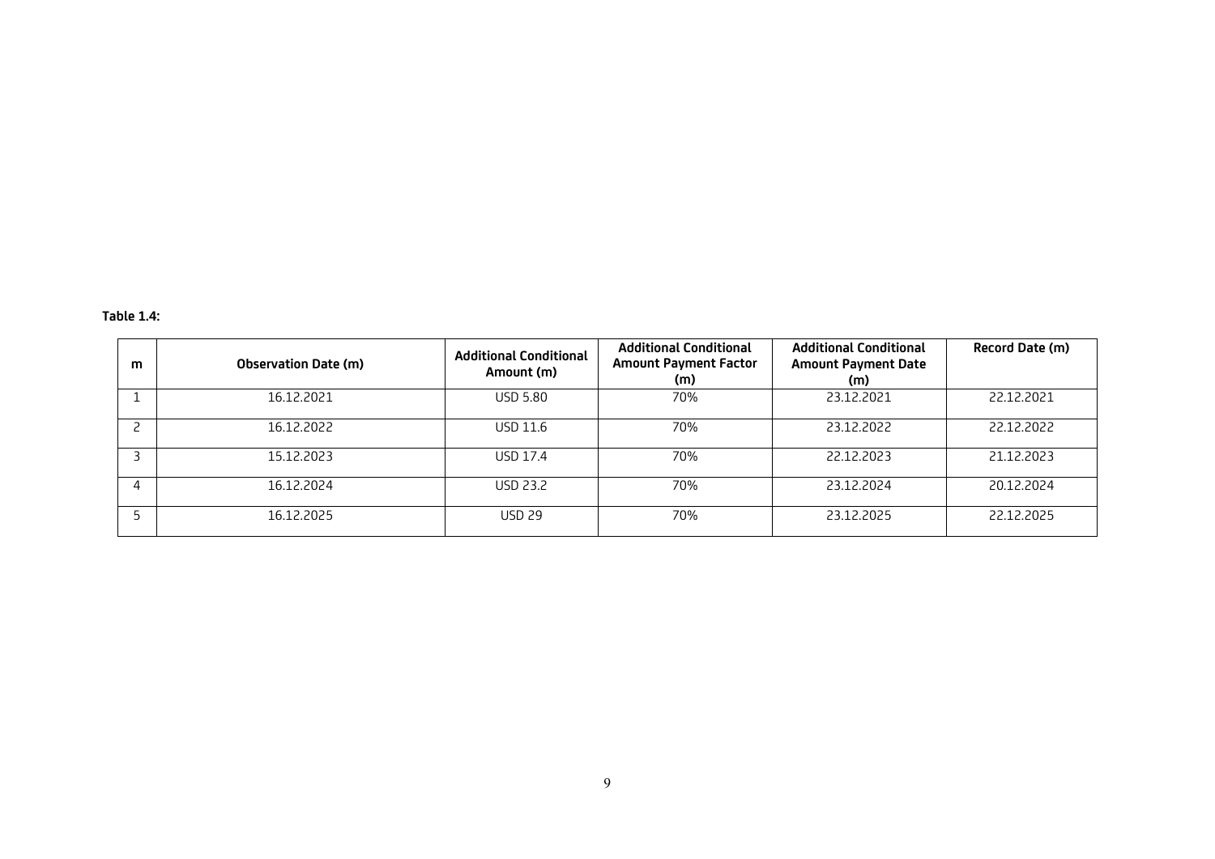**Table 1.4:**

| m | Observation Date (m) | Additional Conditional Amount (m) | Additional Conditional Amount Payment Factor (m) | Additional Conditional Amount Payment Date (m) | Record Date (m) |
|---|---|---|---|---|---|
| 1 | 16.12.2021 | USD 5.80 | 70% | 23.12.2021 | 22.12.2021 |
| 2 | 16.12.2022 | USD 11.6 | 70% | 23.12.2022 | 22.12.2022 |
| 3 | 15.12.2023 | USD 17.4 | 70% | 22.12.2023 | 21.12.2023 |
| 4 | 16.12.2024 | USD 23.2 | 70% | 23.12.2024 | 20.12.2024 |
| 5 | 16.12.2025 | USD 29 | 70% | 23.12.2025 | 22.12.2025 |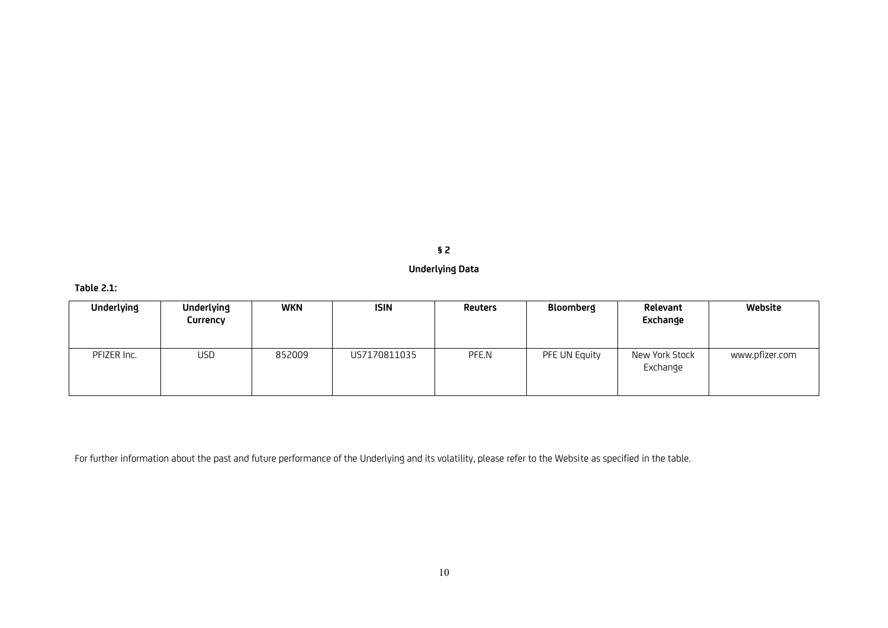## § 2

## Underlying Data

**Table 2.1:**

| Underlying | Underlying Currency | WKN | ISIN | Reuters | Bloomberg | Relevant Exchange | Website |
|---|---|---|---|---|---|---|---|
| PFIZER Inc. | USD | 852009 | US7170811035 | PFE.N | PFE UN Equity | New York Stock Exchange | www.pfizer.com |

For further information about the past and future performance of the Underlying and its volatility, please refer to the Website as specified in the table.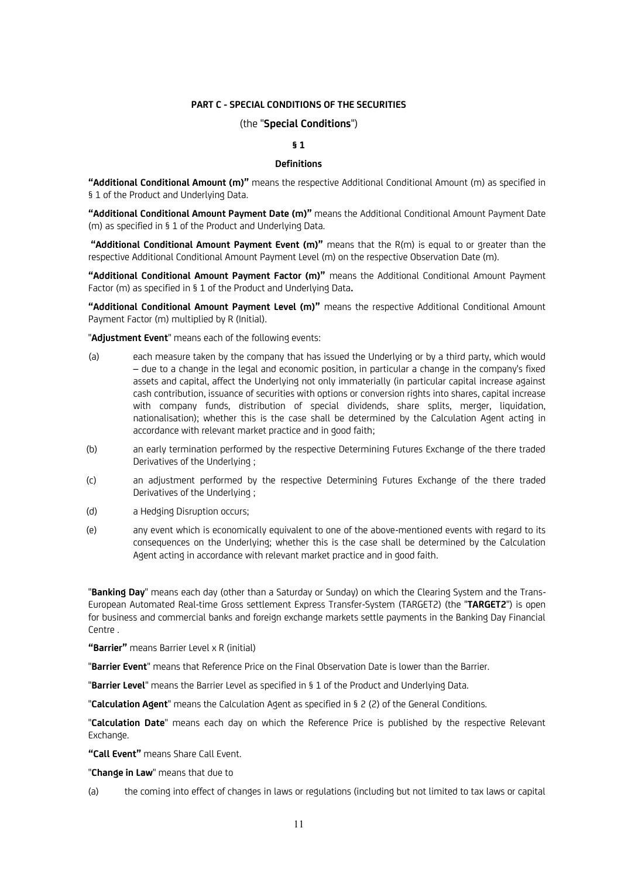**PART C - SPECIAL CONDITIONS OF THE SECURITIES**

(the "**Special Conditions**")

**§ 1**

**Definitions**

**"Additional Conditional Amount (m)"** means the respective Additional Conditional Amount (m) as specified in § 1 of the Product and Underlying Data.

**"Additional Conditional Amount Payment Date (m)"** means the Additional Conditional Amount Payment Date (m) as specified in § 1 of the Product and Underlying Data.

**"Additional Conditional Amount Payment Event (m)"** means that the R(m) is equal to or greater than the respective Additional Conditional Amount Payment Level (m) on the respective Observation Date (m).

**"Additional Conditional Amount Payment Factor (m)"** means the Additional Conditional Amount Payment Factor (m) as specified in § 1 of the Product and Underlying Data**.**

**"Additional Conditional Amount Payment Level (m)"** means the respective Additional Conditional Amount Payment Factor (m) multiplied by R (Initial).

"**Adjustment Event**" means each of the following events:

(a) each measure taken by the company that has issued the Underlying or by a third party, which would – due to a change in the legal and economic position, in particular a change in the company's fixed assets and capital, affect the Underlying not only immaterially (in particular capital increase against cash contribution, issuance of securities with options or conversion rights into shares, capital increase with company funds, distribution of special dividends, share splits, merger, liquidation, nationalisation); whether this is the case shall be determined by the Calculation Agent acting in accordance with relevant market practice and in good faith;

(b) an early termination performed by the respective Determining Futures Exchange of the there traded Derivatives of the Underlying ;

(c) an adjustment performed by the respective Determining Futures Exchange of the there traded Derivatives of the Underlying ;

(d) a Hedging Disruption occurs;

(e) any event which is economically equivalent to one of the above-mentioned events with regard to its consequences on the Underlying; whether this is the case shall be determined by the Calculation Agent acting in accordance with relevant market practice and in good faith.

"**Banking Day**" means each day (other than a Saturday or Sunday) on which the Clearing System and the Trans-European Automated Real-time Gross settlement Express Transfer-System (TARGET2) (the "**TARGET2**") is open for business and commercial banks and foreign exchange markets settle payments in the Banking Day Financial Centre .

**"Barrier"** means Barrier Level x R (initial)

"**Barrier Event**" means that Reference Price on the Final Observation Date is lower than the Barrier.

"**Barrier Level**" means the Barrier Level as specified in § 1 of the Product and Underlying Data.

"**Calculation Agent**" means the Calculation Agent as specified in § 2 (2) of the General Conditions.

"**Calculation Date**" means each day on which the Reference Price is published by the respective Relevant Exchange.

**"Call Event"** means Share Call Event.

"**Change in Law**" means that due to

(a) the coming into effect of changes in laws or regulations (including but not limited to tax laws or capital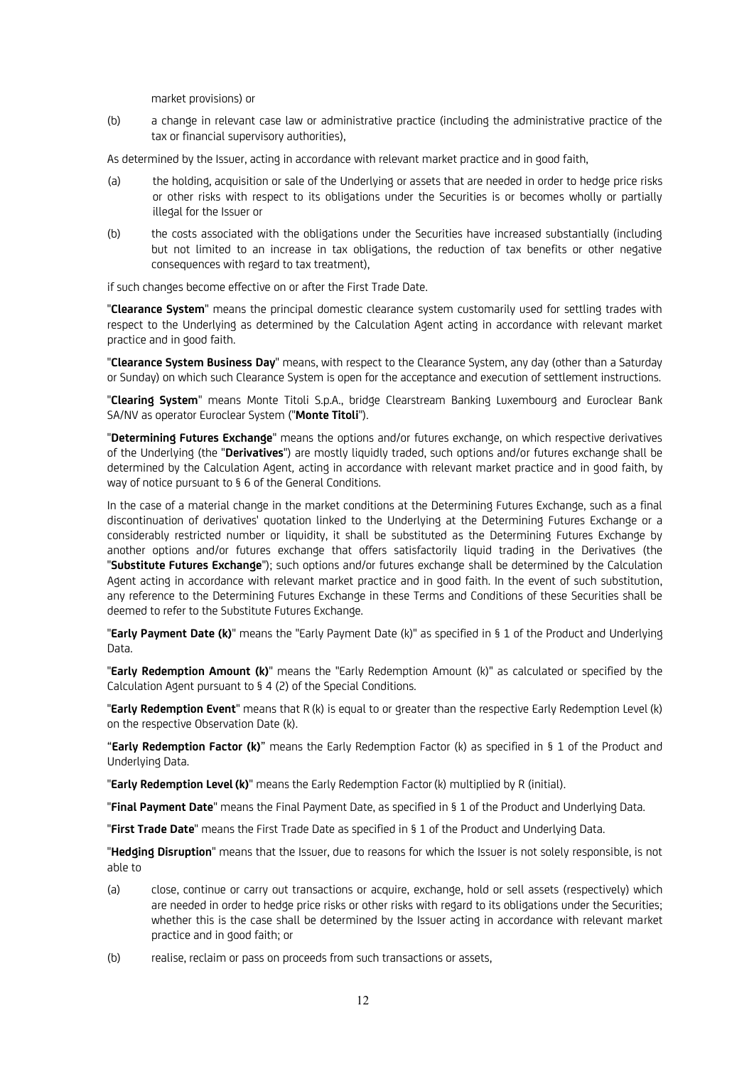market provisions) or

(b) a change in relevant case law or administrative practice (including the administrative practice of the tax or financial supervisory authorities),

As determined by the Issuer, acting in accordance with relevant market practice and in good faith,

(a) the holding, acquisition or sale of the Underlying or assets that are needed in order to hedge price risks or other risks with respect to its obligations under the Securities is or becomes wholly or partially illegal for the Issuer or

(b) the costs associated with the obligations under the Securities have increased substantially (including but not limited to an increase in tax obligations, the reduction of tax benefits or other negative consequences with regard to tax treatment),

if such changes become effective on or after the First Trade Date.

"**Clearance System**" means the principal domestic clearance system customarily used for settling trades with respect to the Underlying as determined by the Calculation Agent acting in accordance with relevant market practice and in good faith.

"**Clearance System Business Day**" means, with respect to the Clearance System, any day (other than a Saturday or Sunday) on which such Clearance System is open for the acceptance and execution of settlement instructions.

"**Clearing System**" means Monte Titoli S.p.A., bridge Clearstream Banking Luxembourg and Euroclear Bank SA/NV as operator Euroclear System ("**Monte Titoli**").

"**Determining Futures Exchange**" means the options and/or futures exchange, on which respective derivatives of the Underlying (the "**Derivatives**") are mostly liquidly traded, such options and/or futures exchange shall be determined by the Calculation Agent, acting in accordance with relevant market practice and in good faith, by way of notice pursuant to § 6 of the General Conditions.

In the case of a material change in the market conditions at the Determining Futures Exchange, such as a final discontinuation of derivatives' quotation linked to the Underlying at the Determining Futures Exchange or a considerably restricted number or liquidity, it shall be substituted as the Determining Futures Exchange by another options and/or futures exchange that offers satisfactorily liquid trading in the Derivatives (the "**Substitute Futures Exchange**"); such options and/or futures exchange shall be determined by the Calculation Agent acting in accordance with relevant market practice and in good faith. In the event of such substitution, any reference to the Determining Futures Exchange in these Terms and Conditions of these Securities shall be deemed to refer to the Substitute Futures Exchange.

"**Early Payment Date (k)**" means the "Early Payment Date (k)" as specified in § 1 of the Product and Underlying Data.

"**Early Redemption Amount (k)**" means the "Early Redemption Amount (k)" as calculated or specified by the Calculation Agent pursuant to § 4 (2) of the Special Conditions.

"**Early Redemption Event**" means that R (k) is equal to or greater than the respective Early Redemption Level (k) on the respective Observation Date (k).

"**Early Redemption Factor (k)**" means the Early Redemption Factor (k) as specified in § 1 of the Product and Underlying Data.

"**Early Redemption Level (k)**" means the Early Redemption Factor (k) multiplied by R (initial).

"**Final Payment Date**" means the Final Payment Date, as specified in § 1 of the Product and Underlying Data.

"**First Trade Date**" means the First Trade Date as specified in § 1 of the Product and Underlying Data.

"**Hedging Disruption**" means that the Issuer, due to reasons for which the Issuer is not solely responsible, is not able to

(a) close, continue or carry out transactions or acquire, exchange, hold or sell assets (respectively) which are needed in order to hedge price risks or other risks with regard to its obligations under the Securities; whether this is the case shall be determined by the Issuer acting in accordance with relevant market practice and in good faith; or

(b) realise, reclaim or pass on proceeds from such transactions or assets,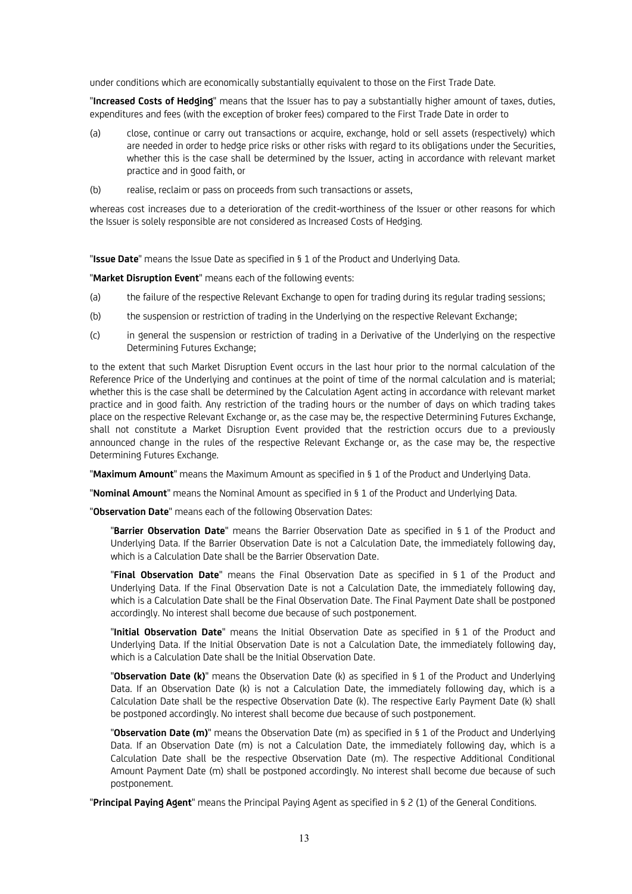under conditions which are economically substantially equivalent to those on the First Trade Date.

"**Increased Costs of Hedging**" means that the Issuer has to pay a substantially higher amount of taxes, duties, expenditures and fees (with the exception of broker fees) compared to the First Trade Date in order to

(a) close, continue or carry out transactions or acquire, exchange, hold or sell assets (respectively) which are needed in order to hedge price risks or other risks with regard to its obligations under the Securities, whether this is the case shall be determined by the Issuer, acting in accordance with relevant market practice and in good faith, or

(b) realise, reclaim or pass on proceeds from such transactions or assets,

whereas cost increases due to a deterioration of the credit-worthiness of the Issuer or other reasons for which the Issuer is solely responsible are not considered as Increased Costs of Hedging.

"**Issue Date**" means the Issue Date as specified in § 1 of the Product and Underlying Data.

"**Market Disruption Event**" means each of the following events:

(a) the failure of the respective Relevant Exchange to open for trading during its regular trading sessions;

(b) the suspension or restriction of trading in the Underlying on the respective Relevant Exchange;

(c) in general the suspension or restriction of trading in a Derivative of the Underlying on the respective Determining Futures Exchange;

to the extent that such Market Disruption Event occurs in the last hour prior to the normal calculation of the Reference Price of the Underlying and continues at the point of time of the normal calculation and is material; whether this is the case shall be determined by the Calculation Agent acting in accordance with relevant market practice and in good faith. Any restriction of the trading hours or the number of days on which trading takes place on the respective Relevant Exchange or, as the case may be, the respective Determining Futures Exchange, shall not constitute a Market Disruption Event provided that the restriction occurs due to a previously announced change in the rules of the respective Relevant Exchange or, as the case may be, the respective Determining Futures Exchange.

"**Maximum Amount**" means the Maximum Amount as specified in § 1 of the Product and Underlying Data.

"**Nominal Amount**" means the Nominal Amount as specified in § 1 of the Product and Underlying Data.

"**Observation Date**" means each of the following Observation Dates:

"**Barrier Observation Date**" means the Barrier Observation Date as specified in § 1 of the Product and Underlying Data. If the Barrier Observation Date is not a Calculation Date, the immediately following day, which is a Calculation Date shall be the Barrier Observation Date.

"**Final Observation Date**" means the Final Observation Date as specified in § 1 of the Product and Underlying Data. If the Final Observation Date is not a Calculation Date, the immediately following day, which is a Calculation Date shall be the Final Observation Date. The Final Payment Date shall be postponed accordingly. No interest shall become due because of such postponement.

"**Initial Observation Date**" means the Initial Observation Date as specified in § 1 of the Product and Underlying Data. If the Initial Observation Date is not a Calculation Date, the immediately following day, which is a Calculation Date shall be the Initial Observation Date.

"**Observation Date (k)**" means the Observation Date (k) as specified in § 1 of the Product and Underlying Data. If an Observation Date (k) is not a Calculation Date, the immediately following day, which is a Calculation Date shall be the respective Observation Date (k). The respective Early Payment Date (k) shall be postponed accordingly. No interest shall become due because of such postponement.

"**Observation Date (m)**" means the Observation Date (m) as specified in § 1 of the Product and Underlying Data. If an Observation Date (m) is not a Calculation Date, the immediately following day, which is a Calculation Date shall be the respective Observation Date (m). The respective Additional Conditional Amount Payment Date (m) shall be postponed accordingly. No interest shall become due because of such postponement.

"**Principal Paying Agent**" means the Principal Paying Agent as specified in § 2 (1) of the General Conditions.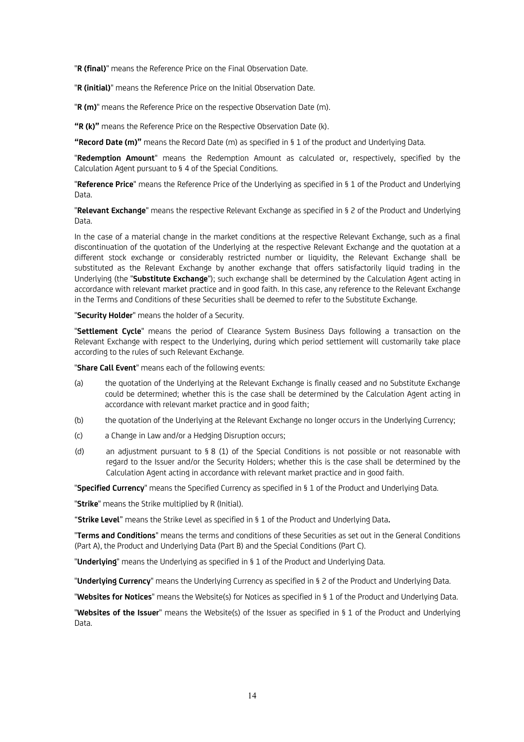"**R (final)**" means the Reference Price on the Final Observation Date.

"**R (initial)**" means the Reference Price on the Initial Observation Date.

"**R (m)**" means the Reference Price on the respective Observation Date (m).

**"R (k)"** means the Reference Price on the Respective Observation Date (k).

**"Record Date (m)"** means the Record Date (m) as specified in § 1 of the product and Underlying Data.

"**Redemption Amount**" means the Redemption Amount as calculated or, respectively, specified by the Calculation Agent pursuant to § 4 of the Special Conditions.

"**Reference Price**" means the Reference Price of the Underlying as specified in § 1 of the Product and Underlying Data.

"**Relevant Exchange**" means the respective Relevant Exchange as specified in § 2 of the Product and Underlying Data.

In the case of a material change in the market conditions at the respective Relevant Exchange, such as a final discontinuation of the quotation of the Underlying at the respective Relevant Exchange and the quotation at a different stock exchange or considerably restricted number or liquidity, the Relevant Exchange shall be substituted as the Relevant Exchange by another exchange that offers satisfactorily liquid trading in the Underlying (the "**Substitute Exchange**"); such exchange shall be determined by the Calculation Agent acting in accordance with relevant market practice and in good faith. In this case, any reference to the Relevant Exchange in the Terms and Conditions of these Securities shall be deemed to refer to the Substitute Exchange.

"**Security Holder**" means the holder of a Security.

"**Settlement Cycle**" means the period of Clearance System Business Days following a transaction on the Relevant Exchange with respect to the Underlying, during which period settlement will customarily take place according to the rules of such Relevant Exchange.

"**Share Call Event**" means each of the following events:

(a) the quotation of the Underlying at the Relevant Exchange is finally ceased and no Substitute Exchange could be determined; whether this is the case shall be determined by the Calculation Agent acting in accordance with relevant market practice and in good faith;

(b) the quotation of the Underlying at the Relevant Exchange no longer occurs in the Underlying Currency;

(c) a Change in Law and/or a Hedging Disruption occurs;

(d) an adjustment pursuant to § 8 (1) of the Special Conditions is not possible or not reasonable with regard to the Issuer and/or the Security Holders; whether this is the case shall be determined by the Calculation Agent acting in accordance with relevant market practice and in good faith.

"**Specified Currency**" means the Specified Currency as specified in § 1 of the Product and Underlying Data.

"**Strike**" means the Strike multiplied by R (Initial).

"**Strike Level**" means the Strike Level as specified in § 1 of the Product and Underlying Data**.**

"**Terms and Conditions**" means the terms and conditions of these Securities as set out in the General Conditions (Part A), the Product and Underlying Data (Part B) and the Special Conditions (Part C).

"**Underlying**" means the Underlying as specified in § 1 of the Product and Underlying Data.

"**Underlying Currency**" means the Underlying Currency as specified in § 2 of the Product and Underlying Data.

"**Websites for Notices**" means the Website(s) for Notices as specified in § 1 of the Product and Underlying Data.

"**Websites of the Issuer**" means the Website(s) of the Issuer as specified in § 1 of the Product and Underlying Data.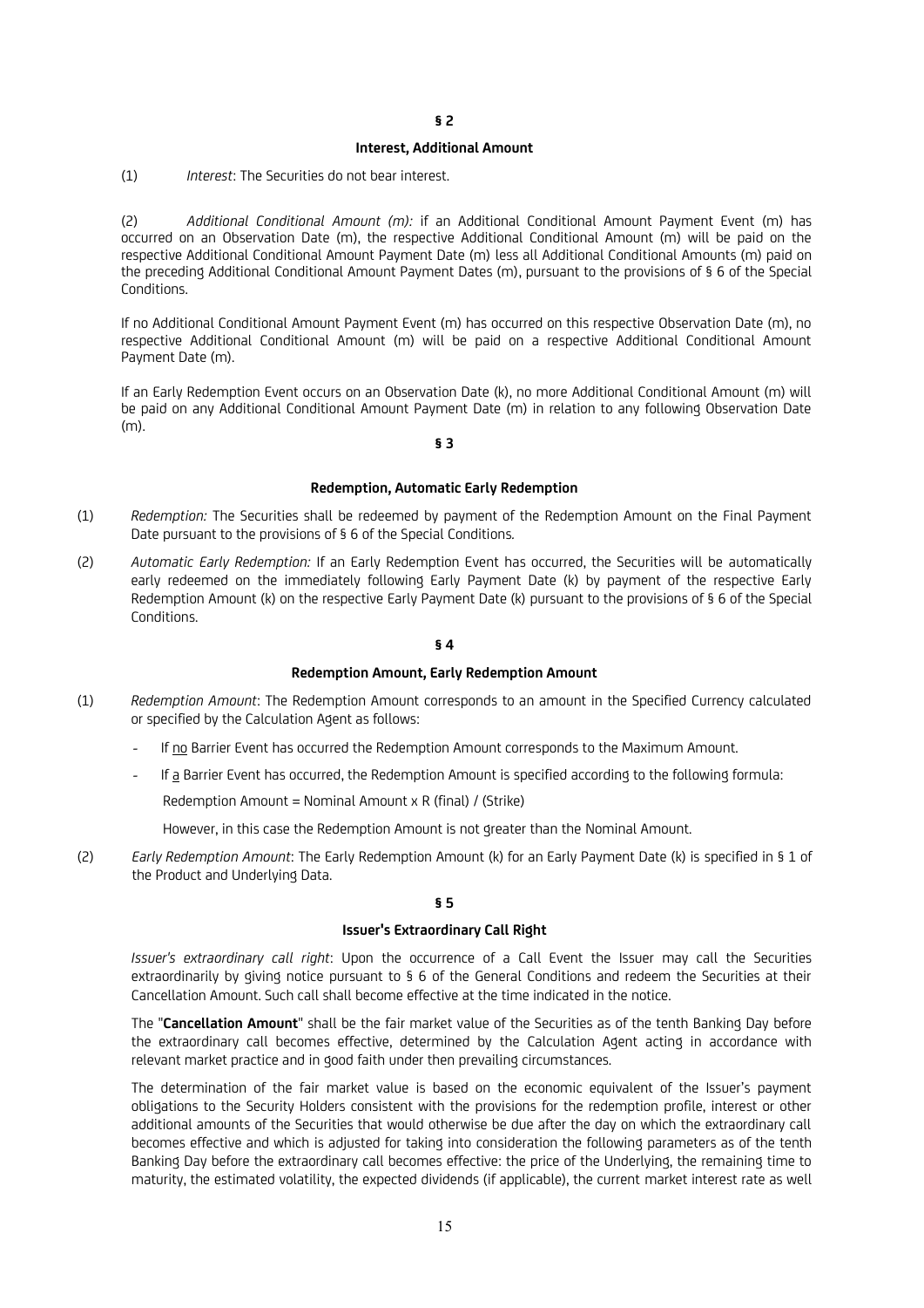## § 2

### Interest, Additional Amount

(1) *Interest*: The Securities do not bear interest.

(2) *Additional Conditional Amount (m):* if an Additional Conditional Amount Payment Event (m) has occurred on an Observation Date (m), the respective Additional Conditional Amount (m) will be paid on the respective Additional Conditional Amount Payment Date (m) less all Additional Conditional Amounts (m) paid on the preceding Additional Conditional Amount Payment Dates (m), pursuant to the provisions of § 6 of the Special Conditions.

If no Additional Conditional Amount Payment Event (m) has occurred on this respective Observation Date (m), no respective Additional Conditional Amount (m) will be paid on a respective Additional Conditional Amount Payment Date (m).

If an Early Redemption Event occurs on an Observation Date (k), no more Additional Conditional Amount (m) will be paid on any Additional Conditional Amount Payment Date (m) in relation to any following Observation Date (m).

## § 3

### Redemption, Automatic Early Redemption

(1) *Redemption:* The Securities shall be redeemed by payment of the Redemption Amount on the Final Payment Date pursuant to the provisions of § 6 of the Special Conditions.

(2) *Automatic Early Redemption:* If an Early Redemption Event has occurred, the Securities will be automatically early redeemed on the immediately following Early Payment Date (k) by payment of the respective Early Redemption Amount (k) on the respective Early Payment Date (k) pursuant to the provisions of § 6 of the Special Conditions.

## § 4

### Redemption Amount, Early Redemption Amount

(1) *Redemption Amount*: The Redemption Amount corresponds to an amount in the Specified Currency calculated or specified by the Calculation Agent as follows:

- If no Barrier Event has occurred the Redemption Amount corresponds to the Maximum Amount.
- If a Barrier Event has occurred, the Redemption Amount is specified according to the following formula:

  Redemption Amount = Nominal Amount x R (final) / (Strike)

  However, in this case the Redemption Amount is not greater than the Nominal Amount.

(2) *Early Redemption Amount*: The Early Redemption Amount (k) for an Early Payment Date (k) is specified in § 1 of the Product and Underlying Data.

## § 5

### Issuer's Extraordinary Call Right

*Issuer's extraordinary call right*: Upon the occurrence of a Call Event the Issuer may call the Securities extraordinarily by giving notice pursuant to § 6 of the General Conditions and redeem the Securities at their Cancellation Amount. Such call shall become effective at the time indicated in the notice.

The "**Cancellation Amount**" shall be the fair market value of the Securities as of the tenth Banking Day before the extraordinary call becomes effective, determined by the Calculation Agent acting in accordance with relevant market practice and in good faith under then prevailing circumstances.

The determination of the fair market value is based on the economic equivalent of the Issuer's payment obligations to the Security Holders consistent with the provisions for the redemption profile, interest or other additional amounts of the Securities that would otherwise be due after the day on which the extraordinary call becomes effective and which is adjusted for taking into consideration the following parameters as of the tenth Banking Day before the extraordinary call becomes effective: the price of the Underlying, the remaining time to maturity, the estimated volatility, the expected dividends (if applicable), the current market interest rate as well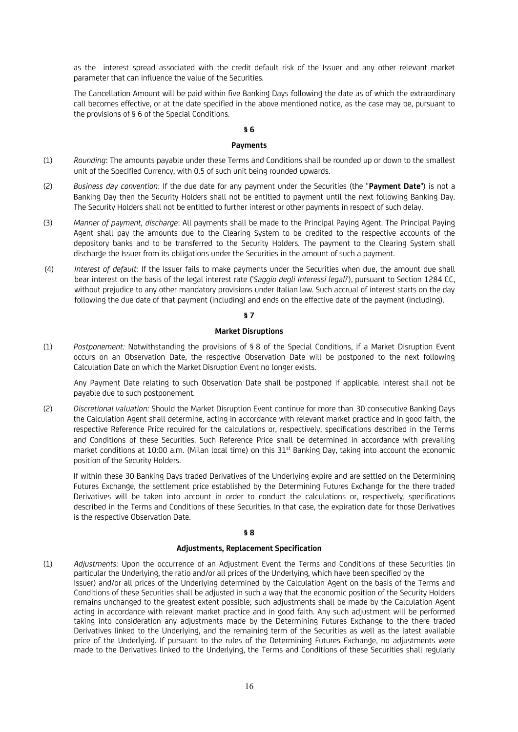as the interest spread associated with the credit default risk of the Issuer and any other relevant market parameter that can influence the value of the Securities.

The Cancellation Amount will be paid within five Banking Days following the date as of which the extraordinary call becomes effective, or at the date specified in the above mentioned notice, as the case may be, pursuant to the provisions of § 6 of the Special Conditions.

### § 6

### Payments

(1) *Rounding*: The amounts payable under these Terms and Conditions shall be rounded up or down to the smallest unit of the Specified Currency, with 0.5 of such unit being rounded upwards.

(2) *Business day convention*: If the due date for any payment under the Securities (the "**Payment Date**") is not a Banking Day then the Security Holders shall not be entitled to payment until the next following Banking Day. The Security Holders shall not be entitled to further interest or other payments in respect of such delay.

(3) *Manner of payment, discharge*: All payments shall be made to the Principal Paying Agent. The Principal Paying Agent shall pay the amounts due to the Clearing System to be credited to the respective accounts of the depository banks and to be transferred to the Security Holders. The payment to the Clearing System shall discharge the Issuer from its obligations under the Securities in the amount of such a payment.

(4) *Interest of default:* If the Issuer fails to make payments under the Securities when due, the amount due shall bear interest on the basis of the legal interest rate ('*Saggio degli Interessi legali*'), pursuant to Section 1284 CC, without prejudice to any other mandatory provisions under Italian law. Such accrual of interest starts on the day following the due date of that payment (including) and ends on the effective date of the payment (including).

### § 7

### Market Disruptions

(1) *Postponement:* Notwithstanding the provisions of § 8 of the Special Conditions, if a Market Disruption Event occurs on an Observation Date, the respective Observation Date will be postponed to the next following Calculation Date on which the Market Disruption Event no longer exists.

Any Payment Date relating to such Observation Date shall be postponed if applicable. Interest shall not be payable due to such postponement.

(2) *Discretional valuation:* Should the Market Disruption Event continue for more than 30 consecutive Banking Days the Calculation Agent shall determine, acting in accordance with relevant market practice and in good faith, the respective Reference Price required for the calculations or, respectively, specifications described in the Terms and Conditions of these Securities. Such Reference Price shall be determined in accordance with prevailing market conditions at 10:00 a.m. (Milan local time) on this 31st Banking Day, taking into account the economic position of the Security Holders.

If within these 30 Banking Days traded Derivatives of the Underlying expire and are settled on the Determining Futures Exchange, the settlement price established by the Determining Futures Exchange for the there traded Derivatives will be taken into account in order to conduct the calculations or, respectively, specifications described in the Terms and Conditions of these Securities. In that case, the expiration date for those Derivatives is the respective Observation Date.

### § 8

### Adjustments, Replacement Specification

(1) *Adjustments:* Upon the occurrence of an Adjustment Event the Terms and Conditions of these Securities (in particular the Underlying, the ratio and/or all prices of the Underlying, which have been specified by the Issuer) and/or all prices of the Underlying determined by the Calculation Agent on the basis of the Terms and Conditions of these Securities shall be adjusted in such a way that the economic position of the Security Holders remains unchanged to the greatest extent possible; such adjustments shall be made by the Calculation Agent acting in accordance with relevant market practice and in good faith. Any such adjustment will be performed taking into consideration any adjustments made by the Determining Futures Exchange to the there traded Derivatives linked to the Underlying, and the remaining term of the Securities as well as the latest available price of the Underlying. If pursuant to the rules of the Determining Futures Exchange, no adjustments were made to the Derivatives linked to the Underlying, the Terms and Conditions of these Securities shall regularly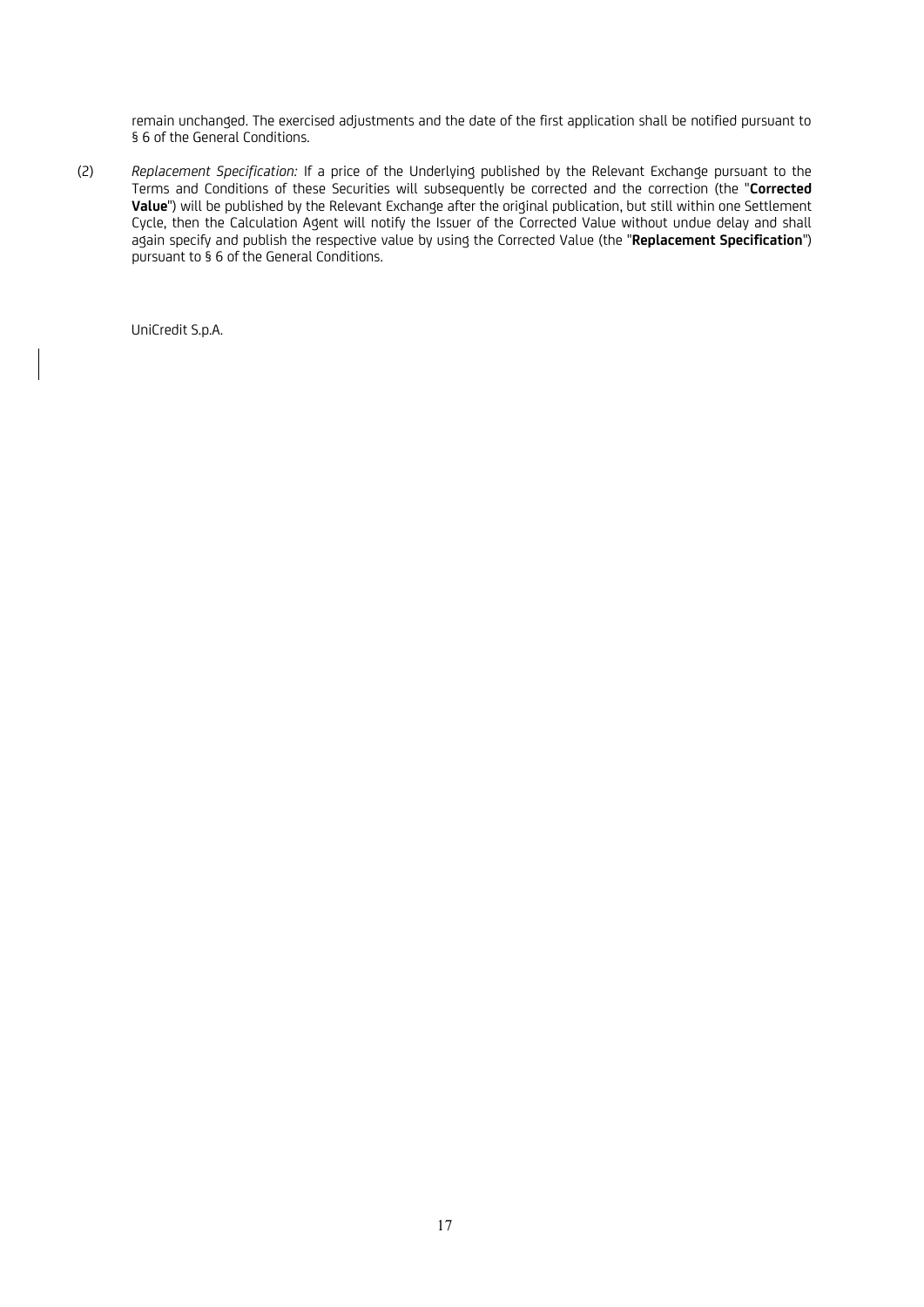remain unchanged. The exercised adjustments and the date of the first application shall be notified pursuant to § 6 of the General Conditions.

(2) *Replacement Specification:* If a price of the Underlying published by the Relevant Exchange pursuant to the Terms and Conditions of these Securities will subsequently be corrected and the correction (the "**Corrected Value**") will be published by the Relevant Exchange after the original publication, but still within one Settlement Cycle, then the Calculation Agent will notify the Issuer of the Corrected Value without undue delay and shall again specify and publish the respective value by using the Corrected Value (the "**Replacement Specification**") pursuant to § 6 of the General Conditions.

UniCredit S.p.A.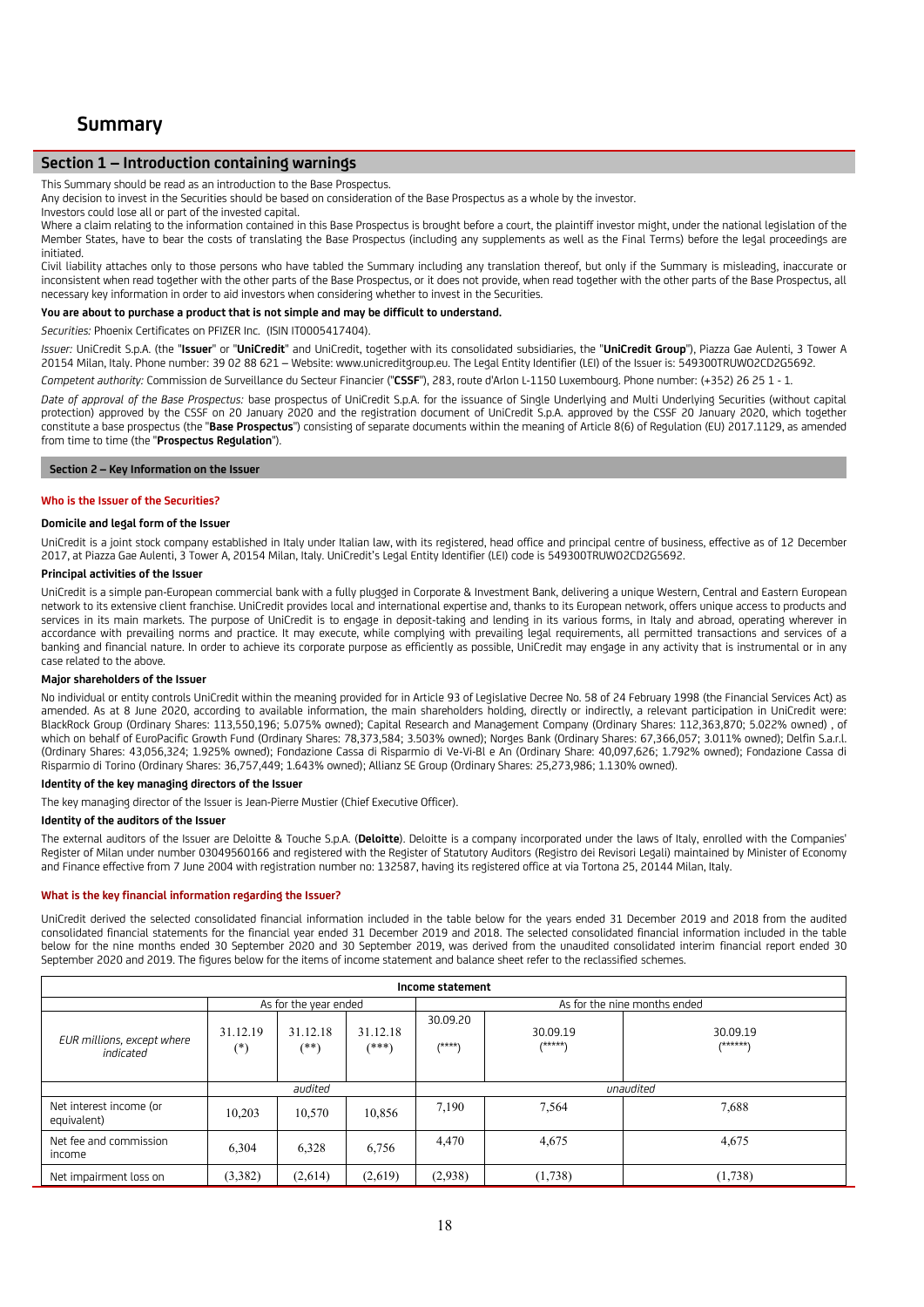# Summary

## Section 1 – Introduction containing warnings

This Summary should be read as an introduction to the Base Prospectus.

Any decision to invest in the Securities should be based on consideration of the Base Prospectus as a whole by the investor.

Investors could lose all or part of the invested capital.

Where a claim relating to the information contained in this Base Prospectus is brought before a court, the plaintiff investor might, under the national legislation of the Member States, have to bear the costs of translating the Base Prospectus (including any supplements as well as the Final Terms) before the legal proceedings are initiated.

Civil liability attaches only to those persons who have tabled the Summary including any translation thereof, but only if the Summary is misleading, inaccurate or inconsistent when read together with the other parts of the Base Prospectus, or it does not provide, when read together with the other parts of the Base Prospectus, all necessary key information in order to aid investors when considering whether to invest in the Securities.

**You are about to purchase a product that is not simple and may be difficult to understand.**

*Securities:* Phoenix Certificates on PFIZER Inc. (ISIN IT0005417404).

*Issuer:* UniCredit S.p.A. (the "**Issuer**" or "**UniCredit**" and UniCredit, together with its consolidated subsidiaries, the "**UniCredit Group**"), Piazza Gae Aulenti, 3 Tower A 20154 Milan, Italy. Phone number: 39 02 88 621 – Website: www.unicreditgroup.eu. The Legal Entity Identifier (LEI) of the Issuer is: 549300TRUWO2CD2G5692.

*Competent authority:* Commission de Surveillance du Secteur Financier ("**CSSF**"), 283, route d'Arlon L-1150 Luxembourg. Phone number: (+352) 26 25 1 - 1.

*Date of approval of the Base Prospectus:* base prospectus of UniCredit S.p.A. for the issuance of Single Underlying and Multi Underlying Securities (without capital protection) approved by the CSSF on 20 January 2020 and the registration document of UniCredit S.p.A. approved by the CSSF 20 January 2020, which together constitute a base prospectus (the "**Base Prospectus**") consisting of separate documents within the meaning of Article 8(6) of Regulation (EU) 2017.1129, as amended from time to time (the "**Prospectus Regulation**").

## Section 2 – Key Information on the Issuer

### Who is the Issuer of the Securities?

**Domicile and legal form of the Issuer**

UniCredit is a joint stock company established in Italy under Italian law, with its registered, head office and principal centre of business, effective as of 12 December 2017, at Piazza Gae Aulenti, 3 Tower A, 20154 Milan, Italy. UniCredit's Legal Entity Identifier (LEI) code is 549300TRUWO2CD2G5692.

**Principal activities of the Issuer**

UniCredit is a simple pan-European commercial bank with a fully plugged in Corporate & Investment Bank, delivering a unique Western, Central and Eastern European network to its extensive client franchise. UniCredit provides local and international expertise and, thanks to its European network, offers unique access to products and services in its main markets. The purpose of UniCredit is to engage in deposit-taking and lending in its various forms, in Italy and abroad, operating wherever in accordance with prevailing norms and practice. It may execute, while complying with prevailing legal requirements, all permitted transactions and services of a banking and financial nature. In order to achieve its corporate purpose as efficiently as possible, UniCredit may engage in any activity that is instrumental or in any case related to the above.

**Major shareholders of the Issuer**

No individual or entity controls UniCredit within the meaning provided for in Article 93 of Legislative Decree No. 58 of 24 February 1998 (the Financial Services Act) as amended. As at 8 June 2020, according to available information, the main shareholders holding, directly or indirectly, a relevant participation in UniCredit were: BlackRock Group (Ordinary Shares: 113,550,196; 5.075% owned); Capital Research and Management Company (Ordinary Shares: 112,363,870; 5.022% owned) , of which on behalf of EuroPacific Growth Fund (Ordinary Shares: 78,373,584; 3.503% owned); Norges Bank (Ordinary Shares: 67,366,057; 3.011% owned); Delfin S.a.r.l. (Ordinary Shares: 43,056,324; 1.925% owned); Fondazione Cassa di Risparmio di Ve-Vi-Bl e An (Ordinary Share: 40,097,626; 1.792% owned); Fondazione Cassa di Risparmio di Torino (Ordinary Shares: 36,757,449; 1.643% owned); Allianz SE Group (Ordinary Shares: 25,273,986; 1.130% owned).

**Identity of the key managing directors of the Issuer**

The key managing director of the Issuer is Jean-Pierre Mustier (Chief Executive Officer).

**Identity of the auditors of the Issuer**

The external auditors of the Issuer are Deloitte & Touche S.p.A. (**Deloitte**). Deloitte is a company incorporated under the laws of Italy, enrolled with the Companies' Register of Milan under number 03049560166 and registered with the Register of Statutory Auditors (Registro dei Revisori Legali) maintained by Minister of Economy and Finance effective from 7 June 2004 with registration number no: 132587, having its registered office at via Tortona 25, 20144 Milan, Italy.

### What is the key financial information regarding the Issuer?

UniCredit derived the selected consolidated financial information included in the table below for the years ended 31 December 2019 and 2018 from the audited consolidated financial statements for the financial year ended 31 December 2019 and 2018. The selected consolidated financial information included in the table below for the nine months ended 30 September 2020 and 30 September 2019, was derived from the unaudited consolidated interim financial report ended 30 September 2020 and 2019. The figures below for the items of income statement and balance sheet refer to the reclassified schemes.

| Income statement | | | | | | |
|---|---|---|---|---|---|---|
| | As for the year ended | | | As for the nine months ended | | |
| *EUR millions, except where indicated* | 31.12.19 (*) | 31.12.18 (**) | 31.12.18 (***) | 30.09.20 (****) | 30.09.19 (*****) | 30.09.19 (******) |
| | *audited* | | | *unaudited* | | |
| Net interest income (or equivalent) | 10,203 | 10,570 | 10,856 | 7,190 | 7,564 | 7,688 |
| Net fee and commission income | 6,304 | 6,328 | 6,756 | 4,470 | 4,675 | 4,675 |
| Net impairment loss on | (3,382) | (2,614) | (2,619) | (2,938) | (1,738) | (1,738) |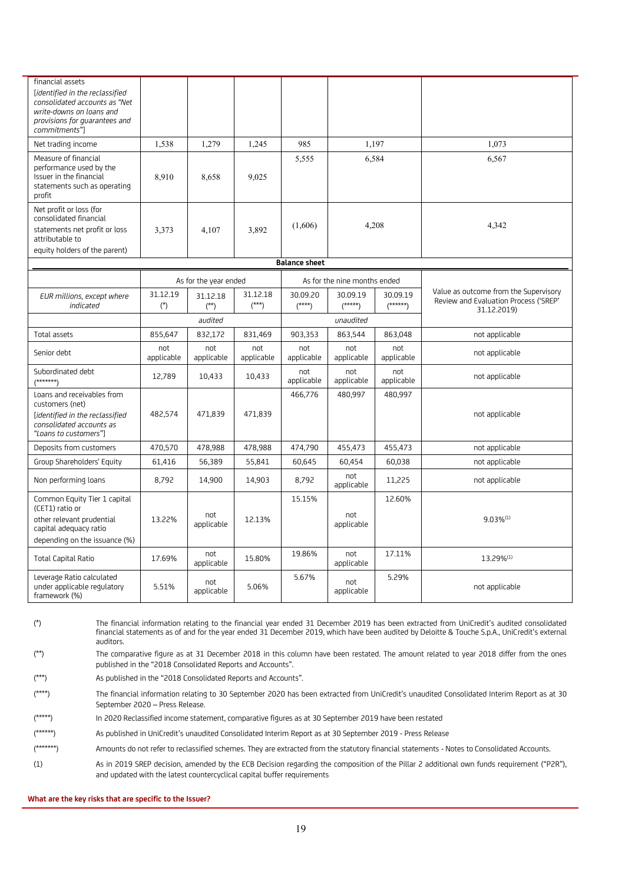| | | | | | | | |
|---|---|---|---|---|---|---|---|
| financial assets [*identified in the reclassified consolidated accounts as "Net write-downs on loans and provisions for guarantees and commitments"*] | | | | | | | |
| Net trading income | 1,538 | 1,279 | 1,245 | 985 | 1,197 | | 1,073 |
| Measure of financial performance used by the Issuer in the financial statements such as operating profit | 8,910 | 8,658 | 9,025 | 5,555 | 6,584 | | 6,567 |
| Net profit or loss (for consolidated financial statements net profit or loss attributable to equity holders of the parent) | 3,373 | 4,107 | 3,892 | (1,606) | 4,208 | | 4,342 |

**Balance sheet**

| | As for the year ended | | | As for the nine months ended | | | |
|---|---|---|---|---|---|---|---|
| *EUR millions, except where indicated* | 31.12.19 (*) | 31.12.18 (**) | 31.12.18 (***) | 30.09.20 (****) | 30.09.19 (*****) | 30.09.19 (******) | Value as outcome from the Supervisory Review and Evaluation Process ('SREP' 31.12.2019) |
| | | *audited* | | | *unaudited* | | |
| Total assets | 855,647 | 832,172 | 831,469 | 903,353 | 863,544 | 863,048 | not applicable |
| Senior debt | not applicable | not applicable | not applicable | not applicable | not applicable | not applicable | not applicable |
| Subordinated debt (*******) | 12,789 | 10,433 | 10,433 | not applicable | not applicable | not applicable | not applicable |
| Loans and receivables from customers (net) [*identified in the reclassified consolidated accounts as "Loans to customers"*] | 482,574 | 471,839 | 471,839 | 466,776 | 480,997 | 480,997 | not applicable |
| Deposits from customers | 470,570 | 478,988 | 478,988 | 474,790 | 455,473 | 455,473 | not applicable |
| Group Shareholders' Equity | 61,416 | 56,389 | 55,841 | 60,645 | 60,454 | 60,038 | not applicable |
| Non performing loans | 8,792 | 14,900 | 14,903 | 8,792 | not applicable | 11,225 | not applicable |
| Common Equity Tier 1 capital (CET1) ratio or other relevant prudential capital adequacy ratio depending on the issuance (%) | 13.22% | not applicable | 12.13% | 15.15% | not applicable | 12.60% | 9.03%(1) |
| Total Capital Ratio | 17.69% | not applicable | 15.80% | 19.86% | not applicable | 17.11% | 13.29%(1) |
| Leverage Ratio calculated under applicable regulatory framework (%) | 5.51% | not applicable | 5.06% | 5.67% | not applicable | 5.29% | not applicable |

(*) The financial information relating to the financial year ended 31 December 2019 has been extracted from UniCredit's audited consolidated financial statements as of and for the year ended 31 December 2019, which have been audited by Deloitte & Touche S.p.A., UniCredit's external auditors.

(**) The comparative figure as at 31 December 2018 in this column have been restated. The amount related to year 2018 differ from the ones published in the "2018 Consolidated Reports and Accounts".

(***) As published in the "2018 Consolidated Reports and Accounts".

(****) The financial information relating to 30 September 2020 has been extracted from UniCredit's unaudited Consolidated Interim Report as at 30 September 2020 – Press Release.

(*****) In 2020 Reclassified income statement, comparative figures as at 30 September 2019 have been restated

(******) As published in UniCredit's unaudited Consolidated Interim Report as at 30 September 2019 - Press Release

(*******) Amounts do not refer to reclassified schemes. They are extracted from the statutory financial statements - Notes to Consolidated Accounts.

(1) As in 2019 SREP decision, amended by the ECB Decision regarding the composition of the Pillar 2 additional own funds requirement ("P2R"), and updated with the latest countercyclical capital buffer requirements

**What are the key risks that are specific to the Issuer?**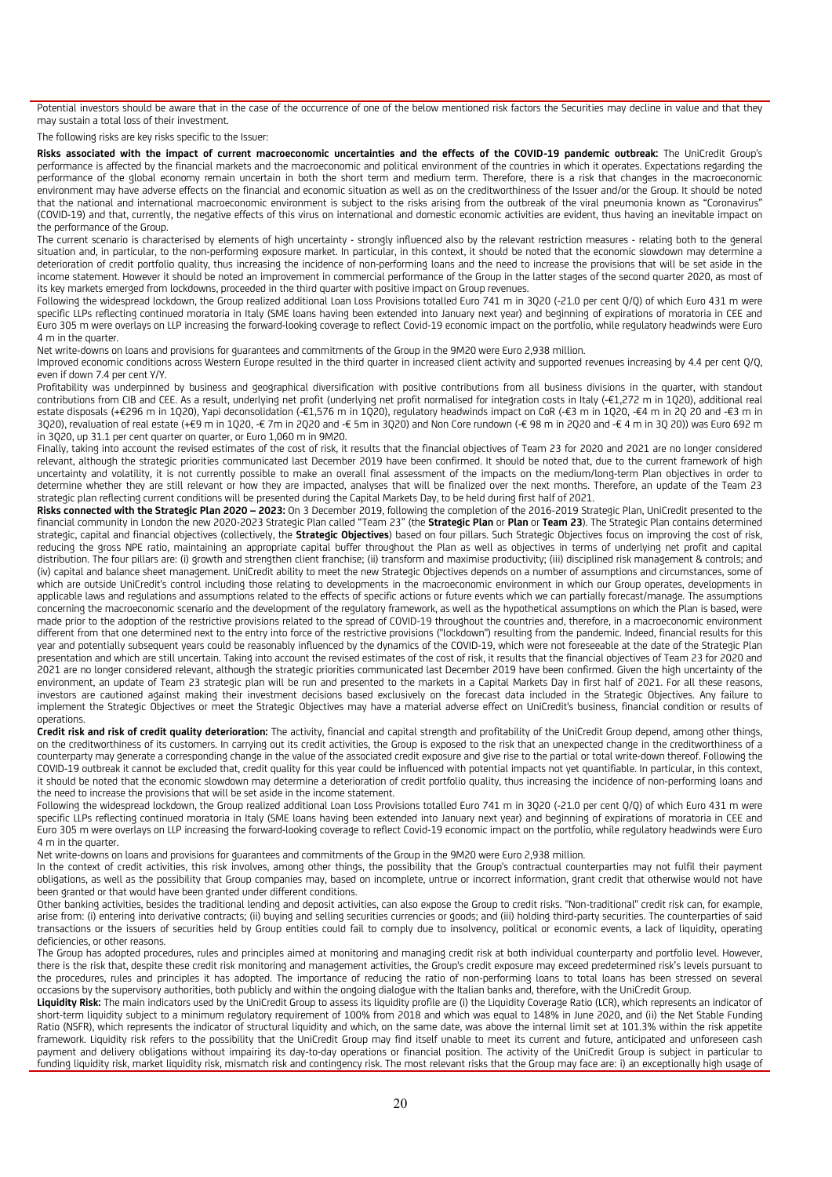Potential investors should be aware that in the case of the occurrence of one of the below mentioned risk factors the Securities may decline in value and that they may sustain a total loss of their investment.

The following risks are key risks specific to the Issuer:

**Risks associated with the impact of current macroeconomic uncertainties and the effects of the COVID-19 pandemic outbreak:** The UniCredit Group's performance is affected by the financial markets and the macroeconomic and political environment of the countries in which it operates. Expectations regarding the performance of the global economy remain uncertain in both the short term and medium term. Therefore, there is a risk that changes in the macroeconomic environment may have adverse effects on the financial and economic situation as well as on the creditworthiness of the Issuer and/or the Group. It should be noted that the national and international macroeconomic environment is subject to the risks arising from the outbreak of the viral pneumonia known as "Coronavirus" (COVID-19) and that, currently, the negative effects of this virus on international and domestic economic activities are evident, thus having an inevitable impact on the performance of the Group.

The current scenario is characterised by elements of high uncertainty - strongly influenced also by the relevant restriction measures - relating both to the general situation and, in particular, to the non-performing exposure market. In particular, in this context, it should be noted that the economic slowdown may determine a deterioration of credit portfolio quality, thus increasing the incidence of non-performing loans and the need to increase the provisions that will be set aside in the income statement. However it should be noted an improvement in commercial performance of the Group in the latter stages of the second quarter 2020, as most of its key markets emerged from lockdowns, proceeded in the third quarter with positive impact on Group revenues.

Following the widespread lockdown, the Group realized additional Loan Loss Provisions totalled Euro 741 m in 3Q20 (-21.0 per cent Q/Q) of which Euro 431 m were specific LLPs reflecting continued moratoria in Italy (SME loans having been extended into January next year) and beginning of expirations of moratoria in CEE and Euro 305 m were overlays on LLP increasing the forward-looking coverage to reflect Covid-19 economic impact on the portfolio, while regulatory headwinds were Euro 4 m in the quarter.

Net write-downs on loans and provisions for guarantees and commitments of the Group in the 9M20 were Euro 2,938 million.

Improved economic conditions across Western Europe resulted in the third quarter in increased client activity and supported revenues increasing by 4.4 per cent Q/Q, even if down 7.4 per cent Y/Y.

Profitability was underpinned by business and geographical diversification with positive contributions from all business divisions in the quarter, with standout contributions from CIB and CEE. As a result, underlying net profit (underlying net profit normalised for integration costs in Italy (-€1,272 m in 1Q20), additional real estate disposals (+€296 m in 1Q20), Yapi deconsolidation (-€1,576 m in 1Q20), regulatory headwinds impact on CoR (-€3 m in 1Q20, -€4 m in 2Q 20 and -€3 m in 3Q20), revaluation of real estate (+€9 m in 1Q20, -€ 7m in 2Q20 and -€ 5m in 3Q20) and Non Core rundown (-€ 98 m in 2Q20 and -€ 4 m in 3Q 20)) was Euro 692 m in 3Q20, up 31.1 per cent quarter on quarter, or Euro 1,060 m in 9M20.

Finally, taking into account the revised estimates of the cost of risk, it results that the financial objectives of Team 23 for 2020 and 2021 are no longer considered relevant, although the strategic priorities communicated last December 2019 have been confirmed. It should be noted that, due to the current framework of high uncertainty and volatility, it is not currently possible to make an overall final assessment of the impacts on the medium/long-term Plan objectives in order to determine whether they are still relevant or how they are impacted, analyses that will be finalized over the next months. Therefore, an update of the Team 23 strategic plan reflecting current conditions will be presented during the Capital Markets Day, to be held during first half of 2021.

**Risks connected with the Strategic Plan 2020 – 2023:** On 3 December 2019, following the completion of the 2016-2019 Strategic Plan, UniCredit presented to the financial community in London the new 2020-2023 Strategic Plan called "Team 23" (the **Strategic Plan** or **Plan** or **Team 23**). The Strategic Plan contains determined strategic, capital and financial objectives (collectively, the **Strategic Objectives**) based on four pillars. Such Strategic Objectives focus on improving the cost of risk, reducing the gross NPE ratio, maintaining an appropriate capital buffer throughout the Plan as well as objectives in terms of underlying net profit and capital distribution. The four pillars are: (i) growth and strengthen client franchise; (ii) transform and maximise productivity; (iii) disciplined risk management & controls; and (iv) capital and balance sheet management. UniCredit ability to meet the new Strategic Objectives depends on a number of assumptions and circumstances, some of which are outside UniCredit's control including those relating to developments in the macroeconomic environment in which our Group operates, developments in applicable laws and regulations and assumptions related to the effects of specific actions or future events which we can partially forecast/manage. The assumptions concerning the macroeconomic scenario and the development of the regulatory framework, as well as the hypothetical assumptions on which the Plan is based, were made prior to the adoption of the restrictive provisions related to the spread of COVID-19 throughout the countries and, therefore, in a macroeconomic environment different from that one determined next to the entry into force of the restrictive provisions ("lockdown") resulting from the pandemic. Indeed, financial results for this year and potentially subsequent years could be reasonably influenced by the dynamics of the COVID-19, which were not foreseeable at the date of the Strategic Plan presentation and which are still uncertain. Taking into account the revised estimates of the cost of risk, it results that the financial objectives of Team 23 for 2020 and 2021 are no longer considered relevant, although the strategic priorities communicated last December 2019 have been confirmed. Given the high uncertainty of the environment, an update of Team 23 strategic plan will be run and presented to the markets in a Capital Markets Day in first half of 2021. For all these reasons, investors are cautioned against making their investment decisions based exclusively on the forecast data included in the Strategic Objectives. Any failure to implement the Strategic Objectives or meet the Strategic Objectives may have a material adverse effect on UniCredit's business, financial condition or results of operations.

**Credit risk and risk of credit quality deterioration:** The activity, financial and capital strength and profitability of the UniCredit Group depend, among other things, on the creditworthiness of its customers. In carrying out its credit activities, the Group is exposed to the risk that an unexpected change in the creditworthiness of a counterparty may generate a corresponding change in the value of the associated credit exposure and give rise to the partial or total write-down thereof. Following the COVID-19 outbreak it cannot be excluded that, credit quality for this year could be influenced with potential impacts not yet quantifiable. In particular, in this context, it should be noted that the economic slowdown may determine a deterioration of credit portfolio quality, thus increasing the incidence of non-performing loans and the need to increase the provisions that will be set aside in the income statement.

Following the widespread lockdown, the Group realized additional Loan Loss Provisions totalled Euro 741 m in 3Q20 (-21.0 per cent Q/Q) of which Euro 431 m were specific LLPs reflecting continued moratoria in Italy (SME loans having been extended into January next year) and beginning of expirations of moratoria in CEE and Euro 305 m were overlays on LLP increasing the forward-looking coverage to reflect Covid-19 economic impact on the portfolio, while regulatory headwinds were Euro 4 m in the quarter.

Net write-downs on loans and provisions for guarantees and commitments of the Group in the 9M20 were Euro 2,938 million.

In the context of credit activities, this risk involves, among other things, the possibility that the Group's contractual counterparties may not fulfil their payment obligations, as well as the possibility that Group companies may, based on incomplete, untrue or incorrect information, grant credit that otherwise would not have been granted or that would have been granted under different conditions.

Other banking activities, besides the traditional lending and deposit activities, can also expose the Group to credit risks. "Non-traditional" credit risk can, for example, arise from: (i) entering into derivative contracts; (ii) buying and selling securities currencies or goods; and (iii) holding third-party securities. The counterparties of said transactions or the issuers of securities held by Group entities could fail to comply due to insolvency, political or economic events, a lack of liquidity, operating deficiencies, or other reasons.

The Group has adopted procedures, rules and principles aimed at monitoring and managing credit risk at both individual counterparty and portfolio level. However, there is the risk that, despite these credit risk monitoring and management activities, the Group's credit exposure may exceed predetermined risk's levels pursuant to the procedures, rules and principles it has adopted. The importance of reducing the ratio of non-performing loans to total loans has been stressed on several occasions by the supervisory authorities, both publicly and within the ongoing dialogue with the Italian banks and, therefore, with the UniCredit Group.

**Liquidity Risk:** The main indicators used by the UniCredit Group to assess its liquidity profile are (i) the Liquidity Coverage Ratio (LCR), which represents an indicator of short-term liquidity subject to a minimum regulatory requirement of 100% from 2018 and which was equal to 148% in June 2020, and (ii) the Net Stable Funding Ratio (NSFR), which represents the indicator of structural liquidity and which, on the same date, was above the internal limit set at 101.3% within the risk appetite framework. Liquidity risk refers to the possibility that the UniCredit Group may find itself unable to meet its current and future, anticipated and unforeseen cash payment and delivery obligations without impairing its day-to-day operations or financial position. The activity of the UniCredit Group is subject in particular to funding liquidity risk, market liquidity risk, mismatch risk and contingency risk. The most relevant risks that the Group may face are: i) an exceptionally high usage of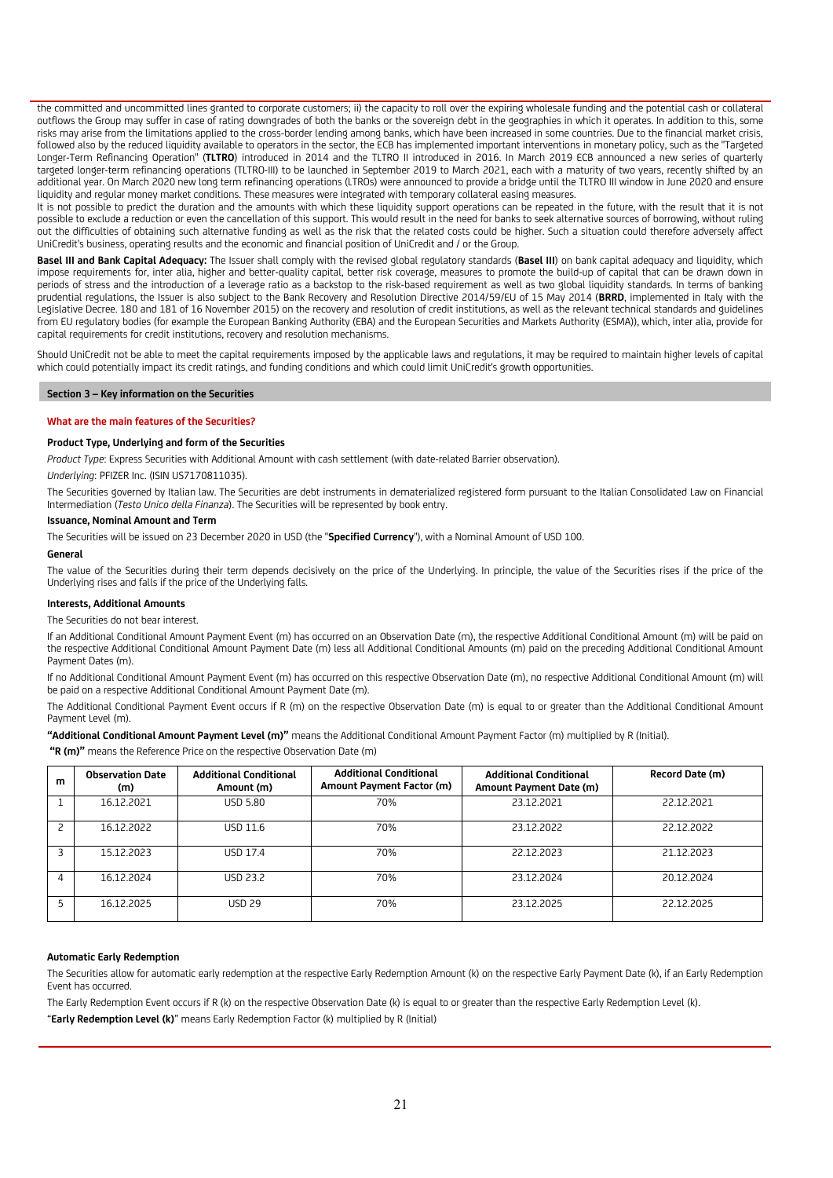the committed and uncommitted lines granted to corporate customers; ii) the capacity to roll over the expiring wholesale funding and the potential cash or collateral outflows the Group may suffer in case of rating downgrades of both the banks or the sovereign debt in the geographies in which it operates. In addition to this, some risks may arise from the limitations applied to the cross-border lending among banks, which have been increased in some countries. Due to the financial market crisis, followed also by the reduced liquidity available to operators in the sector, the ECB has implemented important interventions in monetary policy, such as the "Targeted Longer-Term Refinancing Operation" (**TLTRO**) introduced in 2014 and the TLTRO II introduced in 2016. In March 2019 ECB announced a new series of quarterly targeted longer-term refinancing operations (TLTRO-III) to be launched in September 2019 to March 2021, each with a maturity of two years, recently shifted by an additional year. On March 2020 new long term refinancing operations (LTROs) were announced to provide a bridge until the TLTRO III window in June 2020 and ensure liquidity and regular money market conditions. These measures were integrated with temporary collateral easing measures.

It is not possible to predict the duration and the amounts with which these liquidity support operations can be repeated in the future, with the result that it is not possible to exclude a reduction or even the cancellation of this support. This would result in the need for banks to seek alternative sources of borrowing, without ruling out the difficulties of obtaining such alternative funding as well as the risk that the related costs could be higher. Such a situation could therefore adversely affect UniCredit's business, operating results and the economic and financial position of UniCredit and / or the Group.

**Basel III and Bank Capital Adequacy:** The Issuer shall comply with the revised global regulatory standards (**Basel III**) on bank capital adequacy and liquidity, which impose requirements for, inter alia, higher and better-quality capital, better risk coverage, measures to promote the build-up of capital that can be drawn down in periods of stress and the introduction of a leverage ratio as a backstop to the risk-based requirement as well as two global liquidity standards. In terms of banking prudential regulations, the Issuer is also subject to the Bank Recovery and Resolution Directive 2014/59/EU of 15 May 2014 (**BRRD**, implemented in Italy with the Legislative Decree. 180 and 181 of 16 November 2015) on the recovery and resolution of credit institutions, as well as the relevant technical standards and guidelines from EU regulatory bodies (for example the European Banking Authority (EBA) and the European Securities and Markets Authority (ESMA)), which, inter alia, provide for capital requirements for credit institutions, recovery and resolution mechanisms.

Should UniCredit not be able to meet the capital requirements imposed by the applicable laws and regulations, it may be required to maintain higher levels of capital which could potentially impact its credit ratings, and funding conditions and which could limit UniCredit's growth opportunities.

## Section 3 – Key information on the Securities

### What are the main features of the Securities?

#### Product Type, Underlying and form of the Securities

*Product Type*: Express Securities with Additional Amount with cash settlement (with date-related Barrier observation).

*Underlying*: PFIZER Inc. (ISIN US7170811035).

The Securities governed by Italian law. The Securities are debt instruments in dematerialized registered form pursuant to the Italian Consolidated Law on Financial Intermediation (*Testo Unico della Finanza*). The Securities will be represented by book entry.

#### Issuance, Nominal Amount and Term

The Securities will be issued on 23 December 2020 in USD (the "**Specified Currency**"), with a Nominal Amount of USD 100.

#### General

The value of the Securities during their term depends decisively on the price of the Underlying. In principle, the value of the Securities rises if the price of the Underlying rises and falls if the price of the Underlying falls.

#### Interests, Additional Amounts

The Securities do not bear interest.

If an Additional Conditional Amount Payment Event (m) has occurred on an Observation Date (m), the respective Additional Conditional Amount (m) will be paid on the respective Additional Conditional Amount Payment Date (m) less all Additional Conditional Amounts (m) paid on the preceding Additional Conditional Amount Payment Dates (m).

If no Additional Conditional Amount Payment Event (m) has occurred on this respective Observation Date (m), no respective Additional Conditional Amount (m) will be paid on a respective Additional Conditional Amount Payment Date (m).

The Additional Conditional Payment Event occurs if R (m) on the respective Observation Date (m) is equal to or greater than the Additional Conditional Amount Payment Level (m).

**"Additional Conditional Amount Payment Level (m)"** means the Additional Conditional Amount Payment Factor (m) multiplied by R (Initial).

**"R (m)"** means the Reference Price on the respective Observation Date (m)

| m | Observation Date (m) | Additional Conditional Amount (m) | Additional Conditional Amount Payment Factor (m) | Additional Conditional Amount Payment Date (m) | Record Date (m) |
|---|---|---|---|---|---|
| 1 | 16.12.2021 | USD 5.80 | 70% | 23.12.2021 | 22.12.2021 |
| 2 | 16.12.2022 | USD 11.6 | 70% | 23.12.2022 | 22.12.2022 |
| 3 | 15.12.2023 | USD 17.4 | 70% | 22.12.2023 | 21.12.2023 |
| 4 | 16.12.2024 | USD 23.2 | 70% | 23.12.2024 | 20.12.2024 |
| 5 | 16.12.2025 | USD 29 | 70% | 23.12.2025 | 22.12.2025 |

#### Automatic Early Redemption

The Securities allow for automatic early redemption at the respective Early Redemption Amount (k) on the respective Early Payment Date (k), if an Early Redemption Event has occurred.

The Early Redemption Event occurs if R (k) on the respective Observation Date (k) is equal to or greater than the respective Early Redemption Level (k).

"**Early Redemption Level (k)**" means Early Redemption Factor (k) multiplied by R (Initial)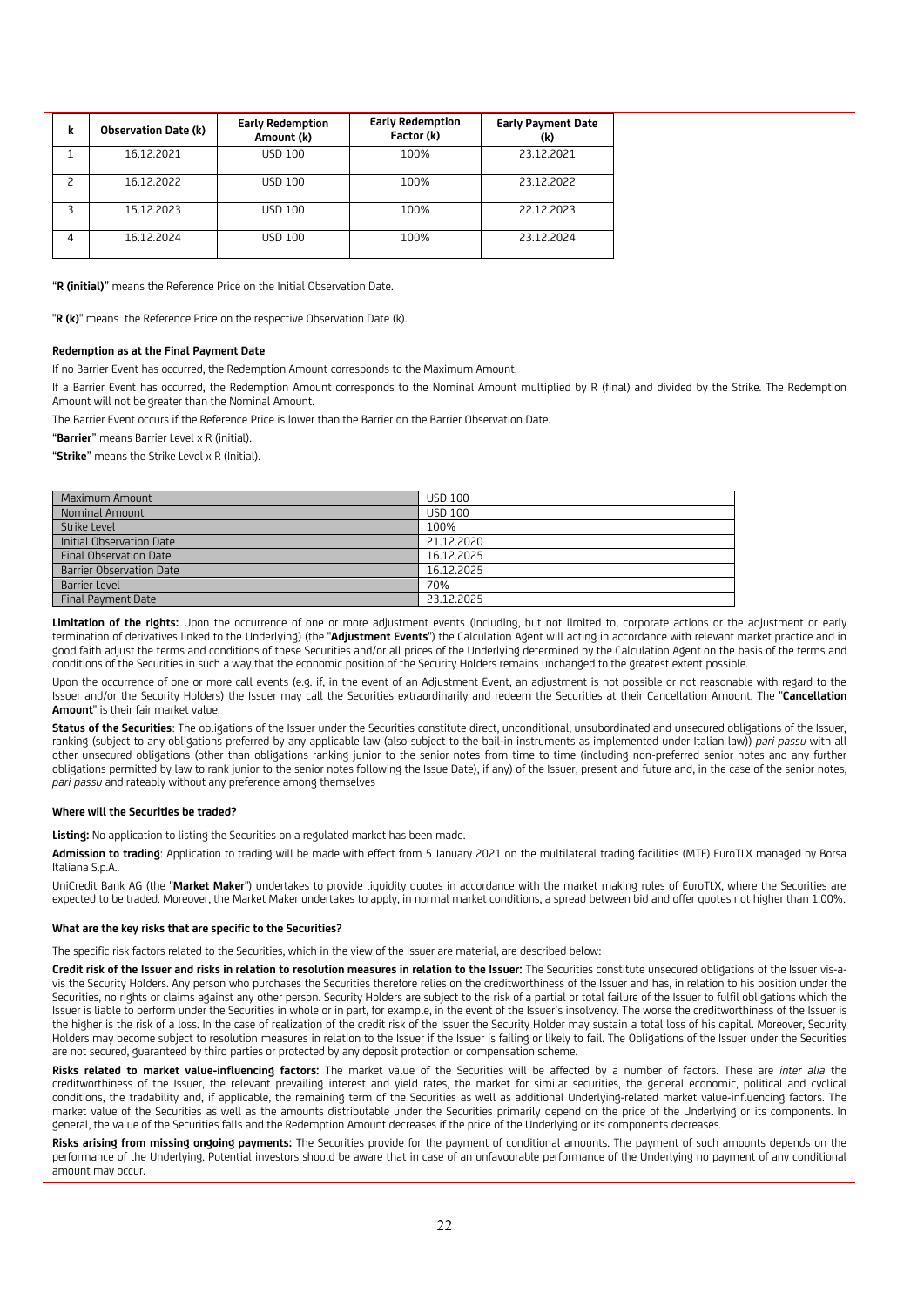| k | Observation Date (k) | Early Redemption Amount (k) | Early Redemption Factor (k) | Early Payment Date (k) |
|---|---|---|---|---|
| 1 | 16.12.2021 | USD 100 | 100% | 23.12.2021 |
| 2 | 16.12.2022 | USD 100 | 100% | 23.12.2022 |
| 3 | 15.12.2023 | USD 100 | 100% | 22.12.2023 |
| 4 | 16.12.2024 | USD 100 | 100% | 23.12.2024 |

"**R (initial)**" means the Reference Price on the Initial Observation Date.

"**R (k)**" means the Reference Price on the respective Observation Date (k).

**Redemption as at the Final Payment Date**

If no Barrier Event has occurred, the Redemption Amount corresponds to the Maximum Amount.

If a Barrier Event has occurred, the Redemption Amount corresponds to the Nominal Amount multiplied by R (final) and divided by the Strike. The Redemption Amount will not be greater than the Nominal Amount.

The Barrier Event occurs if the Reference Price is lower than the Barrier on the Barrier Observation Date.

"**Barrier**" means Barrier Level x R (initial).

"**Strike**" means the Strike Level x R (Initial).

| | |
|---|---|
| Maximum Amount | USD 100 |
| Nominal Amount | USD 100 |
| Strike Level | 100% |
| Initial Observation Date | 21.12.2020 |
| Final Observation Date | 16.12.2025 |
| Barrier Observation Date | 16.12.2025 |
| Barrier Level | 70% |
| Final Payment Date | 23.12.2025 |

**Limitation of the rights:** Upon the occurrence of one or more adjustment events (including, but not limited to, corporate actions or the adjustment or early termination of derivatives linked to the Underlying) (the "**Adjustment Events**") the Calculation Agent will acting in accordance with relevant market practice and in good faith adjust the terms and conditions of these Securities and/or all prices of the Underlying determined by the Calculation Agent on the basis of the terms and conditions of the Securities in such a way that the economic position of the Security Holders remains unchanged to the greatest extent possible.

Upon the occurrence of one or more call events (e.g. if, in the event of an Adjustment Event, an adjustment is not possible or not reasonable with regard to the Issuer and/or the Security Holders) the Issuer may call the Securities extraordinarily and redeem the Securities at their Cancellation Amount. The "**Cancellation Amount**" is their fair market value.

**Status of the Securities**: The obligations of the Issuer under the Securities constitute direct, unconditional, unsubordinated and unsecured obligations of the Issuer, ranking (subject to any obligations preferred by any applicable law (also subject to the bail-in instruments as implemented under Italian law)) *pari passu* with all other unsecured obligations (other than obligations ranking junior to the senior notes from time to time (including non-preferred senior notes and any further obligations permitted by law to rank junior to the senior notes following the Issue Date), if any) of the Issuer, present and future and, in the case of the senior notes, *pari passu* and rateably without any preference among themselves

**Where will the Securities be traded?**

**Listing:** No application to listing the Securities on a regulated market has been made.

**Admission to trading**: Application to trading will be made with effect from 5 January 2021 on the multilateral trading facilities (MTF) EuroTLX managed by Borsa Italiana S.p.A..

UniCredit Bank AG (the "**Market Maker**") undertakes to provide liquidity quotes in accordance with the market making rules of EuroTLX, where the Securities are expected to be traded. Moreover, the Market Maker undertakes to apply, in normal market conditions, a spread between bid and offer quotes not higher than 1.00%.

**What are the key risks that are specific to the Securities?**

The specific risk factors related to the Securities, which in the view of the Issuer are material, are described below:

**Credit risk of the Issuer and risks in relation to resolution measures in relation to the Issuer:** The Securities constitute unsecured obligations of the Issuer vis-a-vis the Security Holders. Any person who purchases the Securities therefore relies on the creditworthiness of the Issuer and has, in relation to his position under the Securities, no rights or claims against any other person. Security Holders are subject to the risk of a partial or total failure of the Issuer to fulfil obligations which the Issuer is liable to perform under the Securities in whole or in part, for example, in the event of the Issuer's insolvency. The worse the creditworthiness of the Issuer is the higher is the risk of a loss. In the case of realization of the credit risk of the Issuer the Security Holder may sustain a total loss of his capital. Moreover, Security Holders may become subject to resolution measures in relation to the Issuer if the Issuer is failing or likely to fail. The Obligations of the Issuer under the Securities are not secured, guaranteed by third parties or protected by any deposit protection or compensation scheme.

**Risks related to market value-influencing factors:** The market value of the Securities will be affected by a number of factors. These are *inter alia* the creditworthiness of the Issuer, the relevant prevailing interest and yield rates, the market for similar securities, the general economic, political and cyclical conditions, the tradability and, if applicable, the remaining term of the Securities as well as additional Underlying-related market value-influencing factors. The market value of the Securities as well as the amounts distributable under the Securities primarily depend on the price of the Underlying or its components. In general, the value of the Securities falls and the Redemption Amount decreases if the price of the Underlying or its components decreases.

**Risks arising from missing ongoing payments:** The Securities provide for the payment of conditional amounts. The payment of such amounts depends on the performance of the Underlying. Potential investors should be aware that in case of an unfavourable performance of the Underlying no payment of any conditional amount may occur.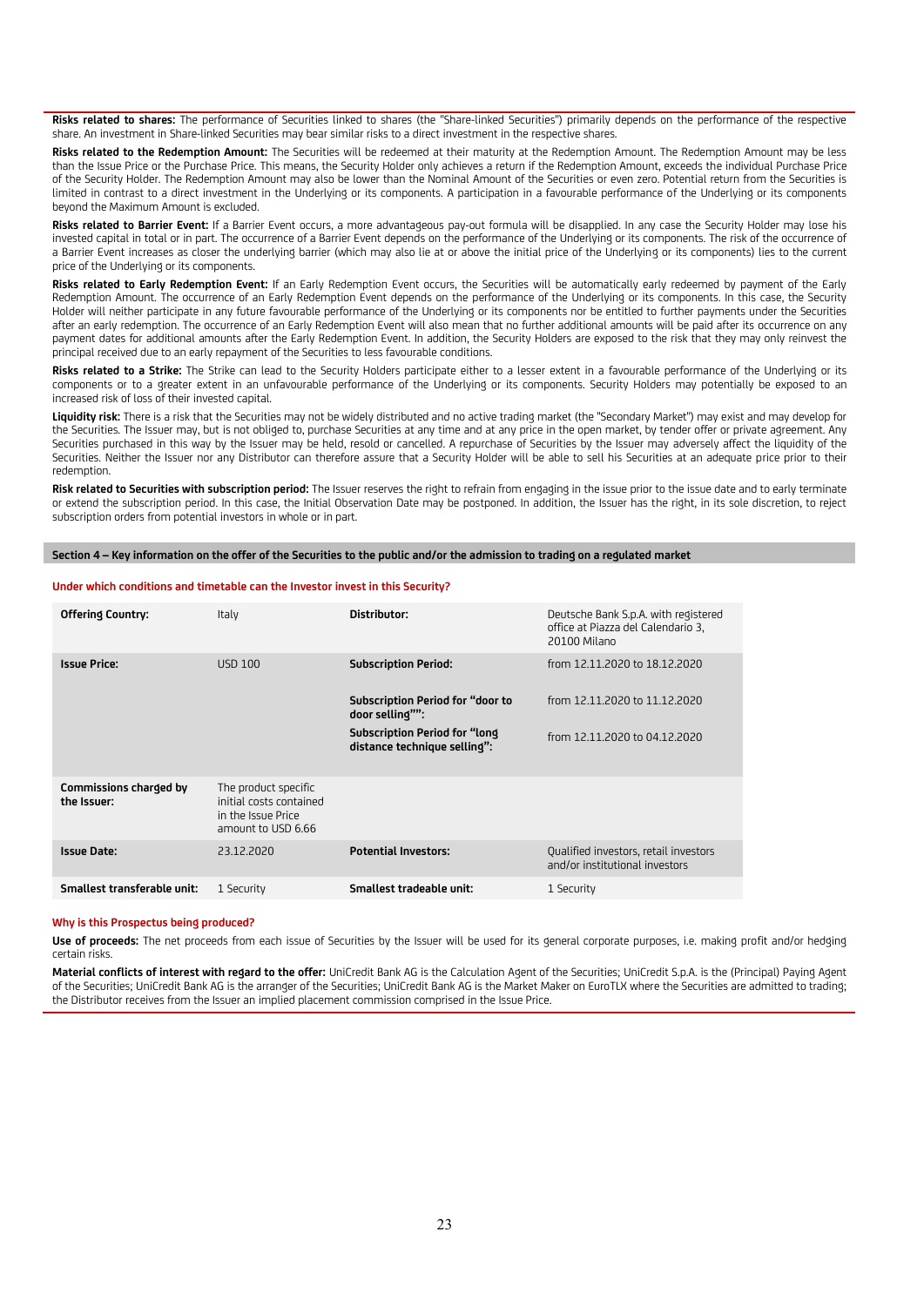**Risks related to shares:** The performance of Securities linked to shares (the "Share-linked Securities") primarily depends on the performance of the respective share. An investment in Share-linked Securities may bear similar risks to a direct investment in the respective shares.

**Risks related to the Redemption Amount:** The Securities will be redeemed at their maturity at the Redemption Amount. The Redemption Amount may be less than the Issue Price or the Purchase Price. This means, the Security Holder only achieves a return if the Redemption Amount, exceeds the individual Purchase Price of the Security Holder. The Redemption Amount may also be lower than the Nominal Amount of the Securities or even zero. Potential return from the Securities is limited in contrast to a direct investment in the Underlying or its components. A participation in a favourable performance of the Underlying or its components beyond the Maximum Amount is excluded.

**Risks related to Barrier Event:** If a Barrier Event occurs, a more advantageous pay-out formula will be disapplied. In any case the Security Holder may lose his invested capital in total or in part. The occurrence of a Barrier Event depends on the performance of the Underlying or its components. The risk of the occurrence of a Barrier Event increases as closer the underlying barrier (which may also lie at or above the initial price of the Underlying or its components) lies to the current price of the Underlying or its components.

**Risks related to Early Redemption Event:** If an Early Redemption Event occurs, the Securities will be automatically early redeemed by payment of the Early Redemption Amount. The occurrence of an Early Redemption Event depends on the performance of the Underlying or its components. In this case, the Security Holder will neither participate in any future favourable performance of the Underlying or its components nor be entitled to further payments under the Securities after an early redemption. The occurrence of an Early Redemption Event will also mean that no further additional amounts will be paid after its occurrence on any payment dates for additional amounts after the Early Redemption Event. In addition, the Security Holders are exposed to the risk that they may only reinvest the principal received due to an early repayment of the Securities to less favourable conditions.

**Risks related to a Strike:** The Strike can lead to the Security Holders participate either to a lesser extent in a favourable performance of the Underlying or its components or to a greater extent in an unfavourable performance of the Underlying or its components. Security Holders may potentially be exposed to an increased risk of loss of their invested capital.

**Liquidity risk:** There is a risk that the Securities may not be widely distributed and no active trading market (the "Secondary Market") may exist and may develop for the Securities. The Issuer may, but is not obliged to, purchase Securities at any time and at any price in the open market, by tender offer or private agreement. Any Securities purchased in this way by the Issuer may be held, resold or cancelled. A repurchase of Securities by the Issuer may adversely affect the liquidity of the Securities. Neither the Issuer nor any Distributor can therefore assure that a Security Holder will be able to sell his Securities at an adequate price prior to their redemption.

**Risk related to Securities with subscription period:** The Issuer reserves the right to refrain from engaging in the issue prior to the issue date and to early terminate or extend the subscription period. In this case, the Initial Observation Date may be postponed. In addition, the Issuer has the right, in its sole discretion, to reject subscription orders from potential investors in whole or in part.

## Section 4 – Key information on the offer of the Securities to the public and/or the admission to trading on a regulated market

### Under which conditions and timetable can the Investor invest in this Security?

| | | | |
|---|---|---|---|
| **Offering Country:** | Italy | **Distributor:** | Deutsche Bank S.p.A. with registered office at Piazza del Calendario 3, 20100 Milano |
| **Issue Price:** | USD 100 | **Subscription Period:** | from 12.11.2020 to 18.12.2020 |
| | | **Subscription Period for "door to door selling"":** | from 12.11.2020 to 11.12.2020 |
| | | **Subscription Period for "long distance technique selling":** | from 12.11.2020 to 04.12.2020 |
| **Commissions charged by the Issuer:** | The product specific initial costs contained in the Issue Price amount to USD 6.66 | | |
| **Issue Date:** | 23.12.2020 | **Potential Investors:** | Qualified investors, retail investors and/or institutional investors |
| **Smallest transferable unit:** | 1 Security | **Smallest tradeable unit:** | 1 Security |

### Why is this Prospectus being produced?

**Use of proceeds:** The net proceeds from each issue of Securities by the Issuer will be used for its general corporate purposes, i.e. making profit and/or hedging certain risks.

**Material conflicts of interest with regard to the offer:** UniCredit Bank AG is the Calculation Agent of the Securities; UniCredit S.p.A. is the (Principal) Paying Agent of the Securities; UniCredit Bank AG is the arranger of the Securities; UniCredit Bank AG is the Market Maker on EuroTLX where the Securities are admitted to trading; the Distributor receives from the Issuer an implied placement commission comprised in the Issue Price.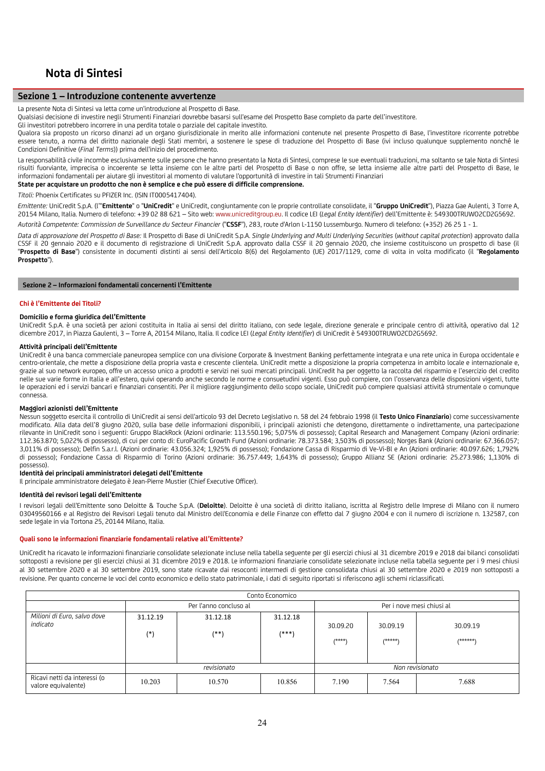# Nota di Sintesi

## Sezione 1 – Introduzione contenente avvertenze

La presente Nota di Sintesi va letta come un'introduzione al Prospetto di Base.

Qualsiasi decisione di investire negli Strumenti Finanziari dovrebbe basarsi sull'esame del Prospetto Base completo da parte dell'investitore.

Gli investitori potrebbero incorrere in una perdita totale o parziale del capitale investito.

Qualora sia proposto un ricorso dinanzi ad un organo giurisdizionale in merito alle informazioni contenute nel presente Prospetto di Base, l'investitore ricorrente potrebbe essere tenuto, a norma del diritto nazionale degli Stati membri, a sostenere le spese di traduzione del Prospetto di Base (ivi incluso qualunque supplemento nonché le Condizioni Definitive (*Final Terms*)) prima dell'inizio del procedimento.

La responsabilità civile incombe esclusivamente sulle persone che hanno presentato la Nota di Sintesi, comprese le sue eventuali traduzioni, ma soltanto se tale Nota di Sintesi risulti fuorviante, imprecisa o incoerente se letta insieme con le altre parti del Prospetto di Base o non offre, se letta insieme alle altre parti del Prospetto di Base, le informazioni fondamentali per aiutare gli investitori al momento di valutare l'opportunità di investire in tali Strumenti Finanziari

**State per acquistare un prodotto che non è semplice e che può essere di difficile comprensione.**

*Titoli:* Phoenix Certificates su PFIZER Inc. (ISIN IT0005417404).

*Emittente:* UniCredit S.p.A. (l'"**Emittente**" o "**UniCredit**" e UniCredit, congiuntamente con le proprie controllate consolidate, il "**Gruppo UniCredit**"), Piazza Gae Aulenti, 3 Torre A, 20154 Milano, Italia. Numero di telefono: +39 02 88 621 – Sito web: www.unicreditgroup.eu. Il codice LEI (*Legal Entity Identifier*) dell'Emittente è: 549300TRUWO2CD2G5692.

*Autorità Competente: Commission de Surveillance du Secteur Financier* ("**CSSF**"), 283, route d'Arlon L-1150 Lussemburgo. Numero di telefono: (+352) 26 25 1 - 1.

*Data di approvazione del Prospetto di Base:* Il Prospetto di Base di UniCredit S.p.A. *Single Underlying and Multi Underlying Securities* (*without capital protection*) approvato dalla CSSF il 20 gennaio 2020 e il documento di registrazione di UniCredit S.p.A. approvato dalla CSSF il 20 gennaio 2020, che insieme costituiscono un prospetto di base (il "**Prospetto di Base**") consistente in documenti distinti ai sensi dell'Articolo 8(6) del Regolamento (UE) 2017/1129, come di volta in volta modificato (il "**Regolamento Prospetto**").

## Sezione 2 – Informazioni fondamentali concernenti l'Emittente

### Chi è l'Emittente dei Titoli?

**Domicilio e forma giuridica dell'Emittente**

UniCredit S.p.A. è una società per azioni costituita in Italia ai sensi del diritto italiano, con sede legale, direzione generale e principale centro di attività, operativo dal 12 dicembre 2017, in Piazza Gaulenti, 3 – Torre A, 20154 Milano, Italia. Il codice LEI (*Legal Entity Identifier*) di UniCredit è 549300TRUWO2CD2G5692.

**Attività principali dell'Emittente**

UniCredit è una banca commerciale paneuropea semplice con una divisione Corporate & Investment Banking perfettamente integrata e una rete unica in Europa occidentale e centro-orientale, che mette a disposizione della propria vasta e crescente clientela. UniCredit mette a disposizione la propria competenza in ambito locale e internazionale e, grazie al suo network europeo, offre un accesso unico a prodotti e servizi nei suoi mercati principali. UniCredit ha per oggetto la raccolta del risparmio e l'esercizio del credito nelle sue varie forme in Italia e all'estero, quivi operando anche secondo le norme e consuetudini vigenti. Esso può compiere, con l'osservanza delle disposizioni vigenti, tutte le operazioni ed i servizi bancari e finanziari consentiti. Per il migliore raggiungimento dello scopo sociale, UniCredit può compiere qualsiasi attività strumentale o comunque connessa.

**Maggiori azionisti dell'Emittente**

Nessun soggetto esercita il controllo di UniCredit ai sensi dell'articolo 93 del Decreto Legislativo n. 58 del 24 febbraio 1998 (il **Testo Unico Finanziario**) come successivamente modificato. Alla data dell'8 giugno 2020, sulla base delle informazioni disponibili, i principali azionisti che detengono, direttamente o indirettamente, una partecipazione rilevante in UniCredit sono i seguenti: Gruppo BlackRock (Azioni ordinarie: 113.550.196; 5,075% di possesso); Capital Research and Management Company (Azioni ordinarie: 112.363.870; 5,022% di possesso), di cui per conto di: EuroPacific Growth Fund (Azioni ordinarie: 78.373.584; 3,503% di possesso); Norges Bank (Azioni ordinarie: 67.366.057; 3,011% di possesso); Delfin S.a.r.l. (Azioni ordinarie: 43.056.324; 1,925% di possesso); Fondazione Cassa di Risparmio di Ve-Vi-Bl e An (Azioni ordinarie: 40.097.626; 1,792% di possesso); Fondazione Cassa di Risparmio di Torino (Azioni ordinarie: 36.757.449; 1,643% di possesso); Gruppo Allianz SE (Azioni ordinarie: 25.273.986; 1,130% di possesso).

**Identità dei principali amministratori delegati dell'Emittente**

Il principale amministratore delegato è Jean-Pierre Mustier (Chief Executive Officer).

**Identità dei revisori legali dell'Emittente**

I revisori legali dell'Emittente sono Deloitte & Touche S.p.A. (**Deloitte**). Deloitte è una società di diritto italiano, iscritta al Registro delle Imprese di Milano con il numero 03049560166 e al Registro dei Revisori Legali tenuto dal Ministro dell'Economia e delle Finanze con effetto dal 7 giugno 2004 e con il numero di iscrizione n. 132587, con sede legale in via Tortona 25, 20144 Milano, Italia.

### Quali sono le informazioni finanziarie fondamentali relative all'Emittente?

UniCredit ha ricavato le informazioni finanziarie consolidate selezionate incluse nella tabella seguente per gli esercizi chiusi al 31 dicembre 2019 e 2018 dai bilanci consolidati sottoposti a revisione per gli esercizi chiusi al 31 dicembre 2019 e 2018. Le informazioni finanziarie consolidate selezionate incluse nella tabella seguente per i 9 mesi chiusi al 30 settembre 2020 e al 30 settembre 2019, sono state ricavate dai resoconti intermedi di gestione consolidata chiusi al 30 settembre 2020 e 2019 non sottoposti a revisione. Per quanto concerne le voci del conto economico e dello stato patrimoniale, i dati di seguito riportati si riferiscono agli schemi riclassificati.

| Conto Economico | | | | | | |
|---|---|---|---|---|---|---|
| | Per l'anno concluso al | | | Per i nove mesi chiusi al | | |
| *Milioni di Euro, salvo dove indicato* | 31.12.19 (*) | 31.12.18 (**) | 31.12.18 (***) | 30.09.20 (****) | 30.09.19 (*****) | 30.09.19 (******) |
| | *revisionato* | | | *Non revisionato* | | |
| Ricavi netti da interessi (o valore equivalente) | 10.203 | 10.570 | 10.856 | 7.190 | 7.564 | 7.688 |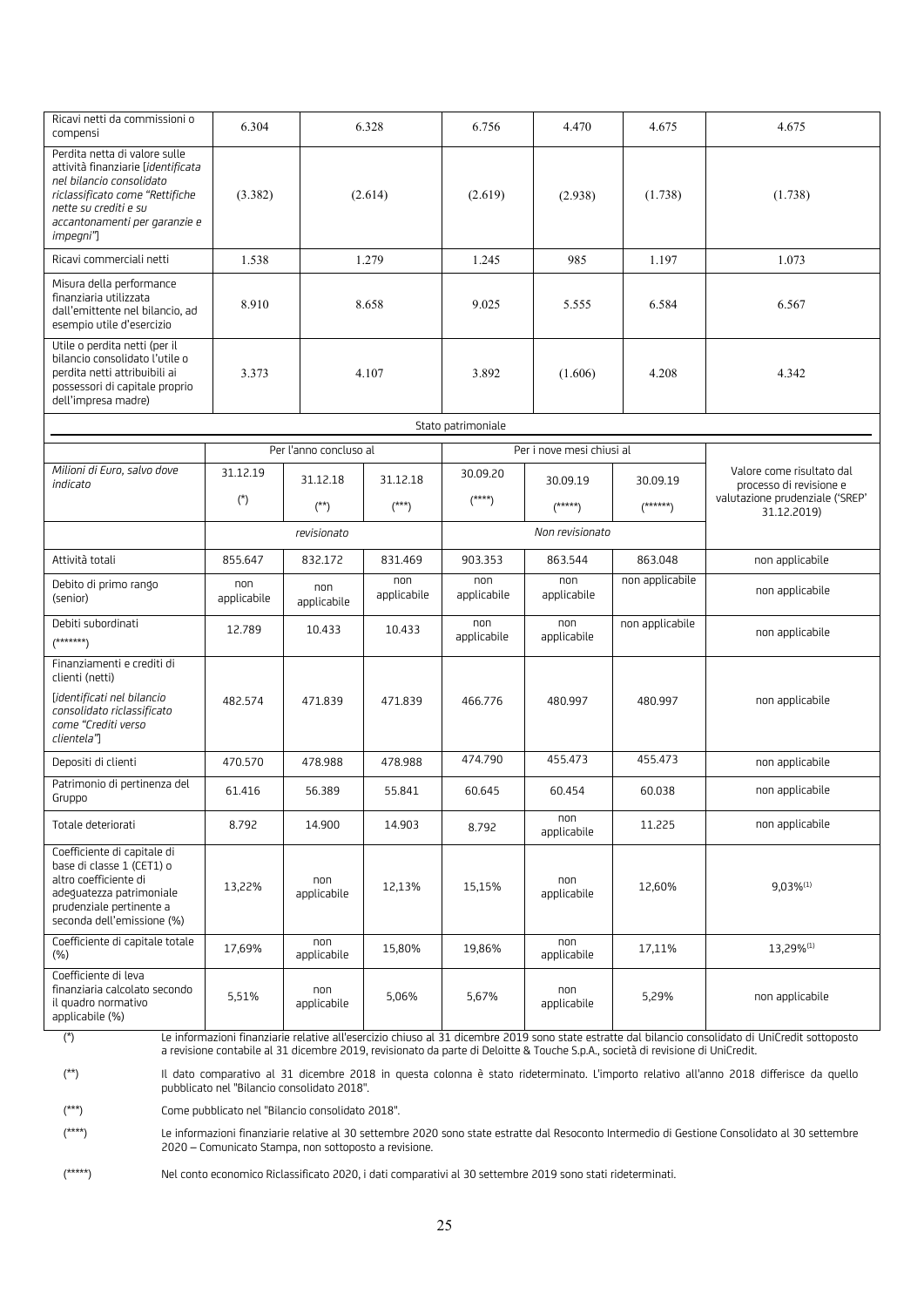| Ricavi netti da commissioni o compensi | 6.304 | 6.328 | | 6.756 | 4.470 | 4.675 | 4.675 |
|---|---|---|---|---|---|---|---|
| Perdita netta di valore sulle attività finanziarie [*identificata nel bilancio consolidato riclassificato come "Rettifiche nette su crediti e su accantonamenti per garanzie e impegni"*] | (3.382) | (2.614) | | (2.619) | (2.938) | (1.738) | (1.738) |
| Ricavi commerciali netti | 1.538 | 1.279 | | 1.245 | 985 | 1.197 | 1.073 |
| Misura della performance finanziaria utilizzata dall'emittente nel bilancio, ad esempio utile d'esercizio | 8.910 | 8.658 | | 9.025 | 5.555 | 6.584 | 6.567 |
| Utile o perdita netti (per il bilancio consolidato l'utile o perdita netti attribuibili ai possessori di capitale proprio dell'impresa madre) | 3.373 | 4.107 | | 3.892 | (1.606) | 4.208 | 4.342 |

**Stato patrimoniale**

| | Per l'anno concluso al | | | Per i nove mesi chiusi al | | | |
|---|---|---|---|---|---|---|---|
| *Milioni di Euro, salvo dove indicato* | 31.12.19 (*) | 31.12.18 (**) | 31.12.18 (***) | 30.09.20 (****) | 30.09.19 (*****) | 30.09.19 (******) | Valore come risultato dal processo di revisione e valutazione prudenziale ('SREP' 31.12.2019) |
| | *revisionato* | | | *Non revisionato* | | | |
| Attività totali | 855.647 | 832.172 | 831.469 | 903.353 | 863.544 | 863.048 | non applicabile |
| Debito di primo rango (senior) | non applicabile | non applicabile | non applicabile | non applicabile | non applicabile | non applicabile | non applicabile |
| Debiti subordinati (*******) | 12.789 | 10.433 | 10.433 | non applicabile | non applicabile | non applicabile | non applicabile |
| Finanziamenti e crediti di clienti (netti) [*identificati nel bilancio consolidato riclassificato come "Crediti verso clientela"*] | 482.574 | 471.839 | 471.839 | 466.776 | 480.997 | 480.997 | non applicabile |
| Depositi di clienti | 470.570 | 478.988 | 478.988 | 474.790 | 455.473 | 455.473 | non applicabile |
| Patrimonio di pertinenza del Gruppo | 61.416 | 56.389 | 55.841 | 60.645 | 60.454 | 60.038 | non applicabile |
| Totale deteriorati | 8.792 | 14.900 | 14.903 | 8.792 | non applicabile | 11.225 | non applicabile |
| Coefficiente di capitale di base di classe 1 (CET1) o altro coefficiente di adeguatezza patrimoniale prudenziale pertinente a seconda dell'emissione (%) | 13,22% | non applicabile | 12,13% | 15,15% | non applicabile | 12,60% | 9,03%[1] |
| Coefficiente di capitale totale (%) | 17,69% | non applicabile | 15,80% | 19,86% | non applicabile | 17,11% | 13,29%[1] |
| Coefficiente di leva finanziaria calcolato secondo il quadro normativo applicabile (%) | 5,51% | non applicabile | 5,06% | 5,67% | non applicabile | 5,29% | non applicabile |

(*) Le informazioni finanziarie relative all'esercizio chiuso al 31 dicembre 2019 sono state estratte dal bilancio consolidato di UniCredit sottoposto a revisione contabile al 31 dicembre 2019, revisionato da parte di Deloitte & Touche S.p.A., società di revisione di UniCredit.

(**) Il dato comparativo al 31 dicembre 2018 in questa colonna è stato rideterminato. L'importo relativo all'anno 2018 differisce da quello pubblicato nel "Bilancio consolidato 2018".

(***) Come pubblicato nel "Bilancio consolidato 2018".

(****) Le informazioni finanziarie relative al 30 settembre 2020 sono state estratte dal Resoconto Intermedio di Gestione Consolidato al 30 settembre 2020 – Comunicato Stampa, non sottoposto a revisione.

(*****) Nel conto economico Riclassificato 2020, i dati comparativi al 30 settembre 2019 sono stati rideterminati.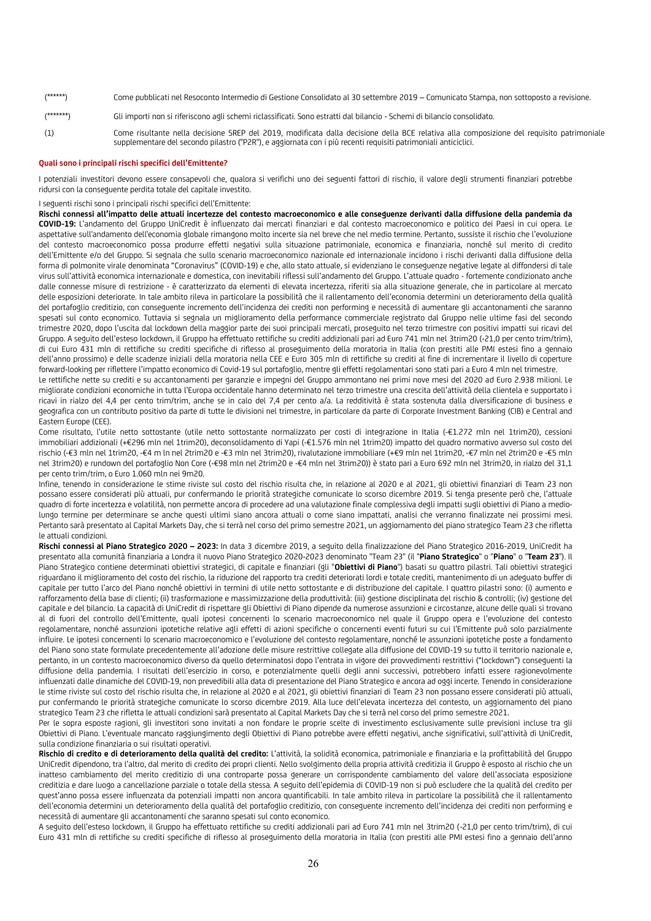(******) Come pubblicati nel Resoconto Intermedio di Gestione Consolidato al 30 settembre 2019 – Comunicato Stampa, non sottoposto a revisione.

(*******) Gli importi non si riferiscono agli schemi riclassificati. Sono estratti dal bilancio - Schemi di bilancio consolidato.

(1) Come risultante nella decisione SREP del 2019, modificata dalla decisione della BCE relativa alla composizione del requisito patrimoniale supplementare del secondo pilastro ("P2R"), e aggiornata con i più recenti requisiti patrimoniali anticiclici.

**Quali sono i principali rischi specifici dell'Emittente?**

I potenziali investitori devono essere consapevoli che, qualora si verifichi uno dei seguenti fattori di rischio, il valore degli strumenti finanziari potrebbe ridursi con la conseguente perdita totale del capitale investito.

I seguenti rischi sono i principali rischi specifici dell'Emittente:

**Rischi connessi all'impatto delle attuali incertezze del contesto macroeconomico e alle conseguenze derivanti dalla diffusione della pandemia da COVID-19:** L'andamento del Gruppo UniCredit è influenzato dai mercati finanziari e dal contesto macroeconomico e politico dei Paesi in cui opera. Le aspettative sull'andamento dell'economia globale rimangono molto incerte sia nel breve che nel medio termine. Pertanto, sussiste il rischio che l'evoluzione del contesto macroeconomico possa produrre effetti negativi sulla situazione patrimoniale, economica e finanziaria, nonché sul merito di credito dell'Emittente e/o del Gruppo. Si segnala che sullo scenario macroeconomico nazionale ed internazionale incidono i rischi derivanti dalla diffusione della forma di polmonite virale denominata "Coronavirus" (COVID-19) e che, allo stato attuale, si evidenziano le conseguenze negative legate al diffondersi di tale virus sull'attività economica internazionale e domestica, con inevitabili riflessi sull'andamento del Gruppo. L'attuale quadro - fortemente condizionato anche dalle connesse misure di restrizione - è caratterizzato da elementi di elevata incertezza, riferiti sia alla situazione generale, che in particolare al mercato delle esposizioni creditizie deteriorate. In tale ambito rileva in particolare la possibilità che il rallentamento dell'economia determini un deterioramento della qualità del portafoglio creditizio, con conseguente incremento dell'incidenza dei crediti non performing e necessità di aumentare gli accantonamenti che saranno spesati sul conto economico. Tuttavia si segnala un miglioramento della performance commerciale registrato dal Gruppo nelle ultime fasi del secondo trimestre 2020, dopo l'uscita dal lockdown della maggior parte dei suoi principali mercati, proseguito nel terzo trimestre con positivi impatti sui ricavi del Gruppo. A seguito dell'esteso lockdown, il Gruppo ha effettuato rettifiche su crediti addizionali pari ad Euro 741 mln nel 3trim20 (-21,0 per cento trim/trim), di cui Euro 431 mln di rettifiche su crediti specifiche di riflesso al proseguimento della moratoria in Italia (con prestiti alle PMI estesi fino a gennaio dell'anno prossimo) e delle scadenze iniziali della moratoria nella CEE e Euro 305 mln di rettifiche su crediti al fine di incrementare il livello di coperture forward-looking per riflettere l'impatto economico di Covid-19 sul portafoglio, mentre gli effetti regolamentari sono stati pari a Euro 4 mln nel trimestre.

Le rettifiche nette su crediti e su accantonamenti per garanzie e impegni del Gruppo ammontano nei primi nove mesi del 2020 ad Euro 2.938 milioni. Le migliorate condizioni economiche in tutta l'Europa occidentale hanno determinato nel terzo trimestre una crescita dell'attività della clientela e supportato i ricavi in rialzo del 4,4 per cento trim/trim, anche se in calo del 7,4 per cento a/a. La redditività è stata sostenuta dalla diversificazione di business e geografica con un contributo positivo da parte di tutte le divisioni nel trimestre, in particolare da parte di Corporate Investment Banking (CIB) e Central and Eastern Europe (CEE).

Come risultato, l'utile netto sottostante (utile netto sottostante normalizzato per costi di integrazione in Italia (-€1.272 mln nel 1trim20), cessioni immobiliari addizionali (+€296 mln nel 1trim20), deconsolidamento di Yapi (-€1.576 mln nel 1trim20) impatto del quadro normativo avverso sul costo del rischio (-€3 mln nel 1trim20, -€4 m ln nel 2trim20 e -€3 mln nel 3trim20), rivalutazione immobiliare (+€9 mln nel 1trim20, -€7 mln nel 2trim20 e -€5 mln nel 3trim20) e rundown del portafoglio Non Core (-€98 mln nel 2trim20 e -€4 mln nel 3trim20)) è stato pari a Euro 692 mln nel 3trim20, in rialzo del 31,1 per cento trim/trim, o Euro 1.060 mln nei 9m20.

Infine, tenendo in considerazione le stime riviste sul costo del rischio risulta che, in relazione al 2020 e al 2021, gli obiettivi finanziari di Team 23 non possano essere considerati più attuali, pur confermando le priorità strategiche comunicate lo scorso dicembre 2019. Si tenga presente però che, l'attuale quadro di forte incertezza e volatilità, non permette ancora di procedere ad una valutazione finale complessiva degli impatti sugli obiettivi di Piano a medio-lungo termine per determinare se anche questi ultimi siano ancora attuali o come siano impattati, analisi che verranno finalizzate nei prossimi mesi. Pertanto sarà presentato al Capital Markets Day, che si terrà nel corso del primo semestre 2021, un aggiornamento del piano strategico Team 23 che rifletta le attuali condizioni.

**Rischi connessi al Piano Strategico 2020 – 2023:** In data 3 dicembre 2019, a seguito della finalizzazione del Piano Strategico 2016-2019, UniCredit ha presentato alla comunità finanziaria a Londra il nuovo Piano Strategico 2020-2023 denominato "Team 23" (il "**Piano Strategico**" o "**Piano**" o "**Team 23**"). Il Piano Strategico contiene determinati obiettivi strategici, di capitale e finanziari (gli "**Obiettivi di Piano**") basati su quattro pilastri. Tali obiettivi strategici riguardano il miglioramento del costo del rischio, la riduzione del rapporto tra crediti deteriorati lordi e totale crediti, mantenimento di un adeguato buffer di capitale per tutto l'arco del Piano nonché obiettivi in termini di utile netto sottostante e di distribuzione del capitale. I quattro pilastri sono: (i) aumento e rafforzamento della base di clienti; (ii) trasformazione e massimizzazione della produttività: (iii) gestione disciplinata del rischio & controlli; (iv) gestione del capitale e del bilancio. La capacità di UniCredit di rispettare gli Obiettivi di Piano dipende da numerose assunzioni e circostanze, alcune delle quali si trovano al di fuori del controllo dell'Emittente, quali ipotesi concernenti lo scenario macroeconomico nel quale il Gruppo opera e l'evoluzione del contesto regolamentare, nonché assunzioni ipotetiche relative agli effetti di azioni specifiche o concernenti eventi futuri su cui l'Emittente può solo parzialmente influire. Le ipotesi concernenti lo scenario macroeconomico e l'evoluzione del contesto regolamentare, nonché le assunzioni ipotetiche poste a fondamento del Piano sono state formulate precedentemente all'adozione delle misure restrittive collegate alla diffusione del COVID-19 su tutto il territorio nazionale e, pertanto, in un contesto macroeconomico diverso da quello determinatosi dopo l'entrata in vigore dei provvedimenti restrittivi ("lockdown") conseguenti la diffusione della pandemia. I risultati dell'esercizio in corso, e potenzialmente quelli degli anni successivi, potrebbero infatti essere ragionevolmente influenzati dalle dinamiche del COVID-19, non prevedibili alla data di presentazione del Piano Strategico e ancora ad oggi incerte. Tenendo in considerazione le stime riviste sul costo del rischio risulta che, in relazione al 2020 e al 2021, gli obiettivi finanziari di Team 23 non possano essere considerati più attuali, pur confermando le priorità strategiche comunicate lo scorso dicembre 2019. Alla luce dell'elevata incertezza del contesto, un aggiornamento del piano strategico Team 23 che rifletta le attuali condizioni sarà presentato al Capital Markets Day che si terrà nel corso del primo semestre 2021.

Per le sopra esposte ragioni, gli investitori sono invitati a non fondare le proprie scelte di investimento esclusivamente sulle previsioni incluse tra gli Obiettivi di Piano. L'eventuale mancato raggiungimento degli Obiettivi di Piano potrebbe avere effetti negativi, anche significativi, sull'attività di UniCredit, sulla condizione finanziaria o sui risultati operativi.

**Rischio di credito e di deterioramento della qualità del credito:** L'attività, la solidità economica, patrimoniale e finanziaria e la profittabilità del Gruppo UniCredit dipendono, tra l'altro, dal merito di credito dei propri clienti. Nello svolgimento della propria attività creditizia il Gruppo è esposto al rischio che un inatteso cambiamento del merito creditizio di una controparte possa generare un corrispondente cambiamento del valore dell'associata esposizione creditizia e dare luogo a cancellazione parziale o totale della stessa. A seguito dell'epidemia di COVID-19 non si può escludere che la qualità del credito per quest'anno possa essere influenzata da potenziali impatti non ancora quantificabili. In tale ambito rileva in particolare la possibilità che il rallentamento dell'economia determini un deterioramento della qualità del portafoglio creditizio, con conseguente incremento dell'incidenza dei crediti non performing e necessità di aumentare gli accantonamenti che saranno spesati sul conto economico.

A seguito dell'esteso lockdown, il Gruppo ha effettuato rettifiche su crediti addizionali pari ad Euro 741 mln nel 3trim20 (-21,0 per cento trim/trim), di cui Euro 431 mln di rettifiche su crediti specifiche di riflesso al proseguimento della moratoria in Italia (con prestiti alle PMI estesi fino a gennaio dell'anno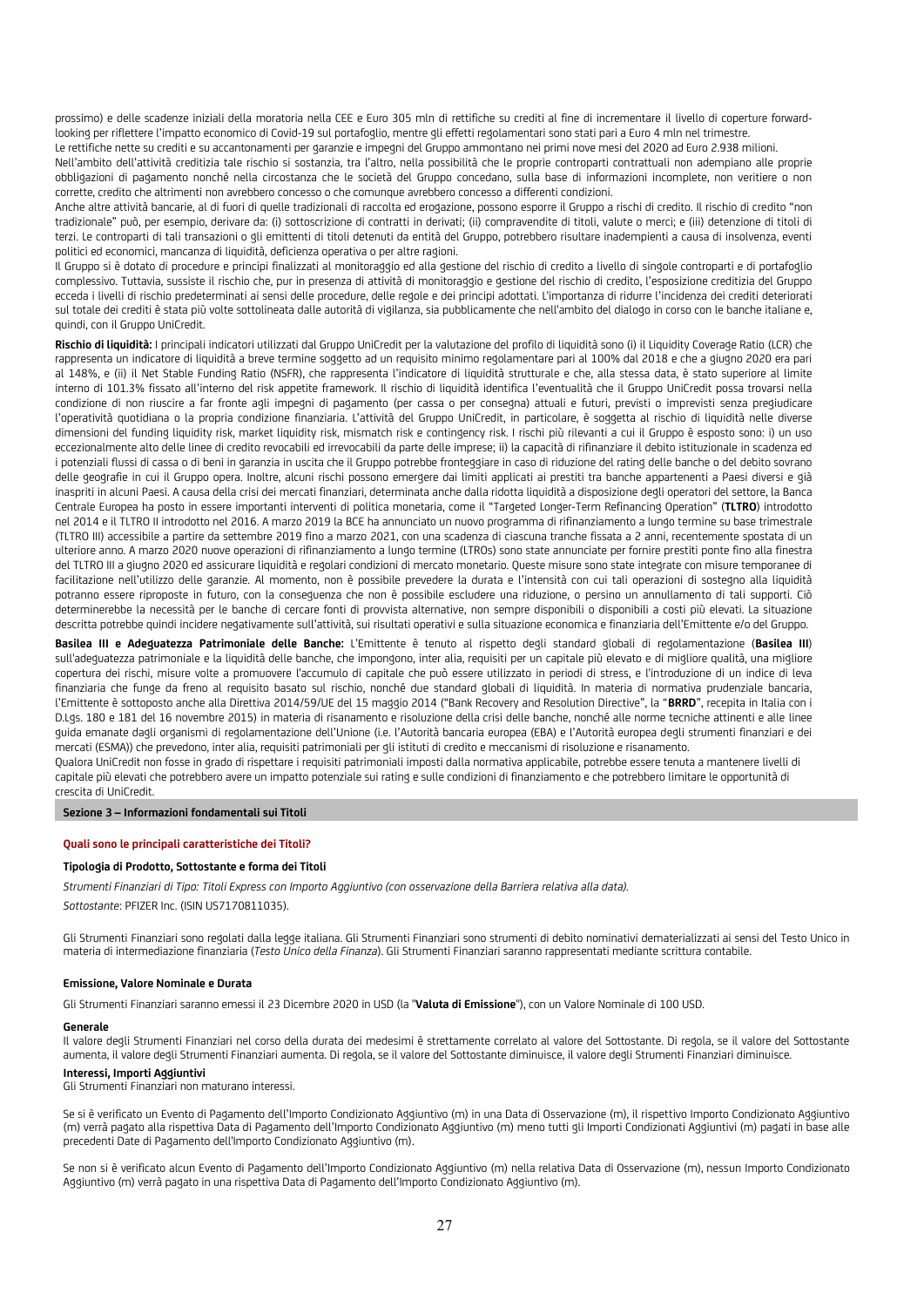prossimo) e delle scadenze iniziali della moratoria nella CEE e Euro 305 mln di rettifiche su crediti al fine di incrementare il livello di coperture forward-looking per riflettere l'impatto economico di Covid-19 sul portafoglio, mentre gli effetti regolamentari sono stati pari a Euro 4 mln nel trimestre.
Le rettifiche nette su crediti e su accantonamenti per garanzie e impegni del Gruppo ammontano nei primi nove mesi del 2020 ad Euro 2.938 milioni.
Nell'ambito dell'attività creditizia tale rischio si sostanzia, tra l'altro, nella possibilità che le proprie controparti contrattuali non adempiano alle proprie obbligazioni di pagamento nonché nella circostanza che le società del Gruppo concedano, sulla base di informazioni incomplete, non veritiere o non corrette, credito che altrimenti non avrebbero concesso o che comunque avrebbero concesso a differenti condizioni.
Anche altre attività bancarie, al di fuori di quelle tradizionali di raccolta ed erogazione, possono esporre il Gruppo a rischi di credito. Il rischio di credito "non tradizionale" può, per esempio, derivare da: (i) sottoscrizione di contratti in derivati; (ii) compravendite di titoli, valute o merci; e (iii) detenzione di titoli di terzi. Le controparti di tali transazioni o gli emittenti di titoli detenuti da entità del Gruppo, potrebbero risultare inadempienti a causa di insolvenza, eventi politici ed economici, mancanza di liquidità, deficienza operativa o per altre ragioni.
Il Gruppo si è dotato di procedure e principi finalizzati al monitoraggio ed alla gestione del rischio di credito a livello di singole controparti e di portafoglio complessivo. Tuttavia, sussiste il rischio che, pur in presenza di attività di monitoraggio e gestione del rischio di credito, l'esposizione creditizia del Gruppo ecceda i livelli di rischio predeterminati ai sensi delle procedure, delle regole e dei principi adottati. L'importanza di ridurre l'incidenza dei crediti deteriorati sul totale dei crediti è stata più volte sottolineata dalle autorità di vigilanza, sia pubblicamente che nell'ambito del dialogo in corso con le banche italiane e, quindi, con il Gruppo UniCredit.

**Rischio di liquidità:** I principali indicatori utilizzati dal Gruppo UniCredit per la valutazione del profilo di liquidità sono (i) il Liquidity Coverage Ratio (LCR) che rappresenta un indicatore di liquidità a breve termine soggetto ad un requisito minimo regolamentare pari al 100% dal 2018 e che a giugno 2020 era pari al 148%, e (ii) il Net Stable Funding Ratio (NSFR), che rappresenta l'indicatore di liquidità strutturale e che, alla stessa data, è stato superiore al limite interno di 101.3% fissato all'interno del risk appetite framework. Il rischio di liquidità identifica l'eventualità che il Gruppo UniCredit possa trovarsi nella condizione di non riuscire a far fronte agli impegni di pagamento (per cassa o per consegna) attuali e futuri, previsti o imprevisti senza pregiudicare l'operatività quotidiana o la propria condizione finanziaria. L'attività del Gruppo UniCredit, in particolare, è soggetta al rischio di liquidità nelle diverse dimensioni del funding liquidity risk, market liquidity risk, mismatch risk e contingency risk. I rischi più rilevanti a cui il Gruppo è esposto sono: i) un uso eccezionalmente alto delle linee di credito revocabili ed irrevocabili da parte delle imprese; ii) la capacità di rifinanziare il debito istituzionale in scadenza ed i potenziali flussi di cassa o di beni in garanzia in uscita che il Gruppo potrebbe fronteggiare in caso di riduzione del rating delle banche o del debito sovrano delle geografie in cui il Gruppo opera. Inoltre, alcuni rischi possono emergere dai limiti applicati ai prestiti tra banche appartenenti a Paesi diversi e già inaspriti in alcuni Paesi. A causa della crisi dei mercati finanziari, determinata anche dalla ridotta liquidità a disposizione degli operatori del settore, la Banca Centrale Europea ha posto in essere importanti interventi di politica monetaria, come il "Targeted Longer-Term Refinancing Operation" (**TLTRO**) introdotto nel 2014 e il TLTRO II introdotto nel 2016. A marzo 2019 la BCE ha annunciato un nuovo programma di rifinanziamento a lungo termine su base trimestrale (TLTRO III) accessibile a partire da settembre 2019 fino a marzo 2021, con una scadenza di ciascuna tranche fissata a 2 anni, recentemente spostata di un ulteriore anno. A marzo 2020 nuove operazioni di rifinanziamento a lungo termine (LTROs) sono state annunciate per fornire prestiti ponte fino alla finestra del TLTRO III a giugno 2020 ed assicurare liquidità e regolari condizioni di mercato monetario. Queste misure sono state integrate con misure temporanee di facilitazione nell'utilizzo delle garanzie. Al momento, non è possibile prevedere la durata e l'intensità con cui tali operazioni di sostegno alla liquidità potranno essere riproposte in futuro, con la conseguenza che non è possibile escludere una riduzione, o persino un annullamento di tali supporti. Ciò determinerebbe la necessità per le banche di cercare fonti di provvista alternative, non sempre disponibili o disponibili a costi più elevati. La situazione descritta potrebbe quindi incidere negativamente sull'attività, sui risultati operativi e sulla situazione economica e finanziaria dell'Emittente e/o del Gruppo.

**Basilea III e Adeguatezza Patrimoniale delle Banche:** L'Emittente è tenuto al rispetto degli standard globali di regolamentazione (**Basilea III**) sull'adeguatezza patrimoniale e la liquidità delle banche, che impongono, inter alia, requisiti per un capitale più elevato e di migliore qualità, una migliore copertura dei rischi, misure volte a promuovere l'accumulo di capitale che può essere utilizzato in periodi di stress, e l'introduzione di un indice di leva finanziaria che funge da freno al requisito basato sul rischio, nonché due standard globali di liquidità. In materia di normativa prudenziale bancaria, l'Emittente è sottoposto anche alla Direttiva 2014/59/UE del 15 maggio 2014 ("Bank Recovery and Resolution Directive", la "**BRRD**", recepita in Italia con i D.Lgs. 180 e 181 del 16 novembre 2015) in materia di risanamento e risoluzione della crisi delle banche, nonché alle norme tecniche attinenti e alle linee guida emanate dagli organismi di regolamentazione dell'Unione (i.e. l'Autorità bancaria europea (EBA) e l'Autorità europea degli strumenti finanziari e dei mercati (ESMA)) che prevedono, inter alia, requisiti patrimoniali per gli istituti di credito e meccanismi di risoluzione e risanamento.
Qualora UniCredit non fosse in grado di rispettare i requisiti patrimoniali imposti dalla normativa applicabile, potrebbe essere tenuta a mantenere livelli di capitale più elevati che potrebbero avere un impatto potenziale sui rating e sulle condizioni di finanziamento e che potrebbero limitare le opportunità di crescita di UniCredit.

## Sezione 3 – Informazioni fondamentali sui Titoli

### Quali sono le principali caratteristiche dei Titoli?

#### Tipologia di Prodotto, Sottostante e forma dei Titoli

*Strumenti Finanziari di Tipo: Titoli Express con Importo Aggiuntivo (con osservazione della Barriera relativa alla data).*

*Sottostante*: PFIZER Inc. (ISIN US7170811035).

Gli Strumenti Finanziari sono regolati dalla legge italiana. Gli Strumenti Finanziari sono strumenti di debito nominativi dematerializzati ai sensi del Testo Unico in materia di intermediazione finanziaria (*Testo Unico della Finanza*). Gli Strumenti Finanziari saranno rappresentati mediante scrittura contabile.

#### Emissione, Valore Nominale e Durata

Gli Strumenti Finanziari saranno emessi il 23 Dicembre 2020 in USD (la "**Valuta di Emissione**"), con un Valore Nominale di 100 USD.

**Generale**

Il valore degli Strumenti Finanziari nel corso della durata dei medesimi è strettamente correlato al valore del Sottostante. Di regola, se il valore del Sottostante aumenta, il valore degli Strumenti Finanziari aumenta. Di regola, se il valore del Sottostante diminuisce, il valore degli Strumenti Finanziari diminuisce.

**Interessi, Importi Aggiuntivi**

Gli Strumenti Finanziari non maturano interessi.

Se si è verificato un Evento di Pagamento dell'Importo Condizionato Aggiuntivo (m) in una Data di Osservazione (m), il rispettivo Importo Condizionato Aggiuntivo (m) verrà pagato alla rispettiva Data di Pagamento dell'Importo Condizionato Aggiuntivo (m) meno tutti gli Importi Condizionati Aggiuntivi (m) pagati in base alle precedenti Date di Pagamento dell'Importo Condizionato Aggiuntivo (m).

Se non si è verificato alcun Evento di Pagamento dell'Importo Condizionato Aggiuntivo (m) nella relativa Data di Osservazione (m), nessun Importo Condizionato Aggiuntivo (m) verrà pagato in una rispettiva Data di Pagamento dell'Importo Condizionato Aggiuntivo (m).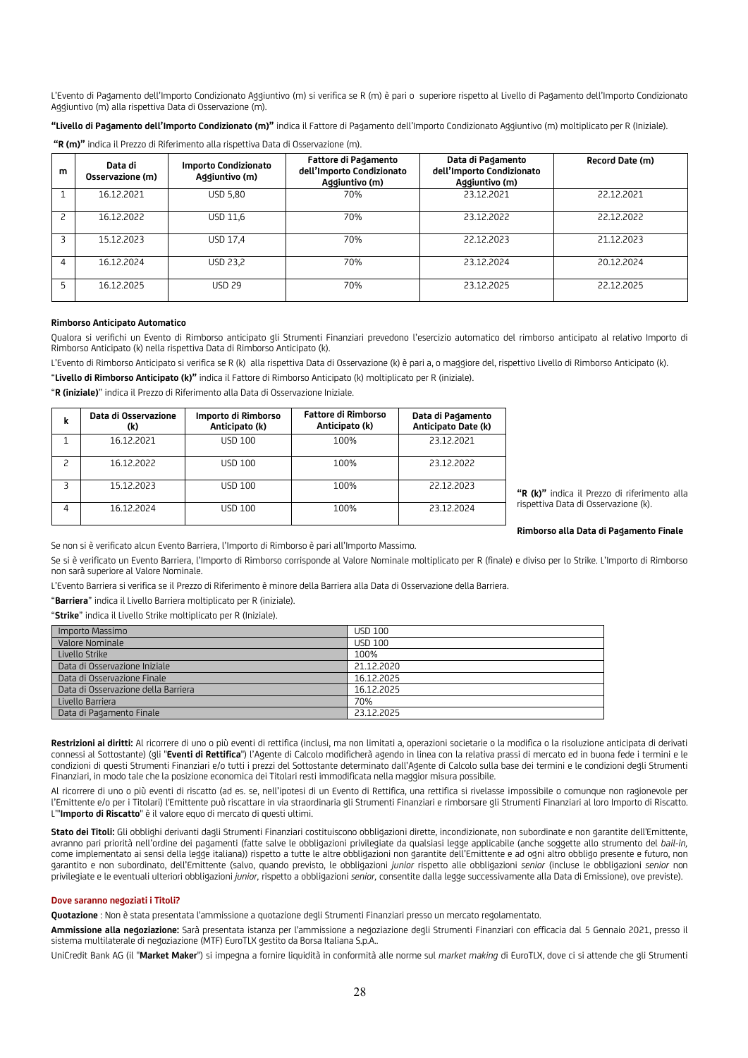L'Evento di Pagamento dell'Importo Condizionato Aggiuntivo (m) si verifica se R (m) è pari o superiore rispetto al Livello di Pagamento dell'Importo Condizionato Aggiuntivo (m) alla rispettiva Data di Osservazione (m).

**"Livello di Pagamento dell'Importo Condizionato (m)"** indica il Fattore di Pagamento dell'Importo Condizionato Aggiuntivo (m) moltiplicato per R (Iniziale).

**"R (m)"** indica il Prezzo di Riferimento alla rispettiva Data di Osservazione (m).

| m | Data di Osservazione (m) | Importo Condizionato Aggiuntivo (m) | Fattore di Pagamento dell'Importo Condizionato Aggiuntivo (m) | Data di Pagamento dell'Importo Condizionato Aggiuntivo (m) | Record Date (m) |
|---|---|---|---|---|---|
| 1 | 16.12.2021 | USD 5,80 | 70% | 23.12.2021 | 22.12.2021 |
| 2 | 16.12.2022 | USD 11,6 | 70% | 23.12.2022 | 22.12.2022 |
| 3 | 15.12.2023 | USD 17,4 | 70% | 22.12.2023 | 21.12.2023 |
| 4 | 16.12.2024 | USD 23,2 | 70% | 23.12.2024 | 20.12.2024 |
| 5 | 16.12.2025 | USD 29 | 70% | 23.12.2025 | 22.12.2025 |

**Rimborso Anticipato Automatico**

Qualora si verifichi un Evento di Rimborso anticipato gli Strumenti Finanziari prevedono l'esercizio automatico del rimborso anticipato al relativo Importo di Rimborso Anticipato (k) nella rispettiva Data di Rimborso Anticipato (k).

L'Evento di Rimborso Anticipato si verifica se R (k) alla rispettiva Data di Osservazione (k) è pari a, o maggiore del, rispettivo Livello di Rimborso Anticipato (k).

"**Livello di Rimborso Anticipato (k)"** indica il Fattore di Rimborso Anticipato (k) moltiplicato per R (iniziale).

"**R (iniziale)**" indica il Prezzo di Riferimento alla Data di Osservazione Iniziale.

| k | Data di Osservazione (k) | Importo di Rimborso Anticipato (k) | Fattore di Rimborso Anticipato (k) | Data di Pagamento Anticipato Date (k) |
|---|---|---|---|---|
| 1 | 16.12.2021 | USD 100 | 100% | 23.12.2021 |
| 2 | 16.12.2022 | USD 100 | 100% | 23.12.2022 |
| 3 | 15.12.2023 | USD 100 | 100% | 22.12.2023 |
| 4 | 16.12.2024 | USD 100 | 100% | 23.12.2024 |

**"R (k)"** indica il Prezzo di riferimento alla rispettiva Data di Osservazione (k).

**Rimborso alla Data di Pagamento Finale**

Se non si è verificato alcun Evento Barriera, l'Importo di Rimborso è pari all'Importo Massimo.

Se si è verificato un Evento Barriera, l'Importo di Rimborso corrisponde al Valore Nominale moltiplicato per R (finale) e diviso per lo Strike. L'Importo di Rimborso non sarà superiore al Valore Nominale.

L'Evento Barriera si verifica se il Prezzo di Riferimento è minore della Barriera alla Data di Osservazione della Barriera.

"**Barriera**" indica il Livello Barriera moltiplicato per R (iniziale).

"**Strike**" indica il Livello Strike moltiplicato per R (Iniziale).

| | |
|---|---|
| Importo Massimo | USD 100 |
| Valore Nominale | USD 100 |
| Livello Strike | 100% |
| Data di Osservazione Iniziale | 21.12.2020 |
| Data di Osservazione Finale | 16.12.2025 |
| Data di Osservazione della Barriera | 16.12.2025 |
| Livello Barriera | 70% |
| Data di Pagamento Finale | 23.12.2025 |

**Restrizioni ai diritti:** Al ricorrere di uno o più eventi di rettifica (inclusi, ma non limitati a, operazioni societarie o la modifica o la risoluzione anticipata di derivati connessi al Sottostante) (gli "**Eventi di Rettifica**") l'Agente di Calcolo modificherà agendo in linea con la relativa prassi di mercato ed in buona fede i termini e le condizioni di questi Strumenti Finanziari e/o tutti i prezzi del Sottostante determinato dall'Agente di Calcolo sulla base dei termini e le condizioni degli Strumenti Finanziari, in modo tale che la posizione economica dei Titolari resti immodificata nella maggior misura possibile.

Al ricorrere di uno o più eventi di riscatto (ad es. se, nell'ipotesi di un Evento di Rettifica, una rettifica si rivelasse impossibile o comunque non ragionevole per l'Emittente e/o per i Titolari) l'Emittente può riscattare in via straordinaria gli Strumenti Finanziari e rimborsare gli Strumenti Finanziari al loro Importo di Riscatto. L'"**Importo di Riscatto**" è il valore equo di mercato di questi ultimi.

**Stato dei Titoli:** Gli obblighi derivanti dagli Strumenti Finanziari costituiscono obbligazioni dirette, incondizionate, non subordinate e non garantite dell'Emittente, avranno pari priorità nell'ordine dei pagamenti (fatte salve le obbligazioni privilegiate da qualsiasi legge applicabile (anche soggette allo strumento del *bail-in*, come implementato ai sensi della legge italiana)) rispetto a tutte le altre obbligazioni non garantite dell'Emittente e ad ogni altro obbligo presente e futuro, non garantito e non subordinato, dell'Emittente (salvo, quando previsto, le obbligazioni *junior* rispetto alle obbligazioni *senior* (incluse le obbligazioni *senior* non privilegiate e le eventuali ulteriori obbligazioni *junior*, rispetto a obbligazioni *senior*, consentite dalla legge successivamente alla Data di Emissione), ove previste).

**Dove saranno negoziati i Titoli?**

**Quotazione** : Non è stata presentata l'ammissione a quotazione degli Strumenti Finanziari presso un mercato regolamentato.

**Ammissione alla negoziazione:** Sarà presentata istanza per l'ammissione a negoziazione degli Strumenti Finanziari con efficacia dal 5 Gennaio 2021, presso il sistema multilaterale di negoziazione (MTF) EuroTLX gestito da Borsa Italiana S.p.A..

UniCredit Bank AG (il "**Market Maker**") si impegna a fornire liquidità in conformità alle norme sul *market making* di EuroTLX, dove ci si attende che gli Strumenti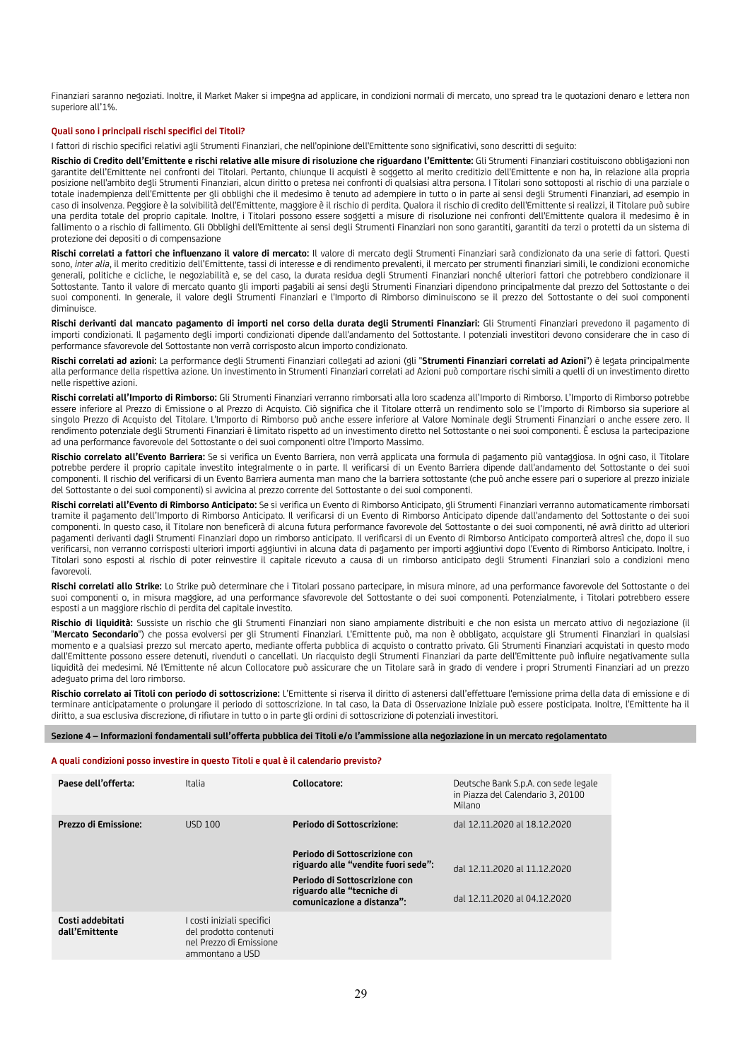Finanziari saranno negoziati. Inoltre, il Market Maker si impegna ad applicare, in condizioni normali di mercato, uno spread tra le quotazioni denaro e lettera non superiore all'1%.

**Quali sono i principali rischi specifici dei Titoli?**

I fattori di rischio specifici relativi agli Strumenti Finanziari, che nell'opinione dell'Emittente sono significativi, sono descritti di seguito:

**Rischio di Credito dell'Emittente e rischi relative alle misure di risoluzione che riguardano l'Emittente:** Gli Strumenti Finanziari costituiscono obbligazioni non garantite dell'Emittente nei confronti dei Titolari. Pertanto, chiunque li acquisti è soggetto al merito creditizio dell'Emittente e non ha, in relazione alla propria posizione nell'ambito degli Strumenti Finanziari, alcun diritto o pretesa nei confronti di qualsiasi altra persona. I Titolari sono sottoposti al rischio di una parziale o totale inadempienza dell'Emittente per gli obblighi che il medesimo è tenuto ad adempiere in tutto o in parte ai sensi degli Strumenti Finanziari, ad esempio in caso di insolvenza. Peggiore è la solvibilità dell'Emittente, maggiore è il rischio di perdita. Qualora il rischio di credito dell'Emittente si realizzi, il Titolare può subire una perdita totale del proprio capitale. Inoltre, i Titolari possono essere soggetti a misure di risoluzione nei confronti dell'Emittente qualora il medesimo è in fallimento o a rischio di fallimento. Gli Obblighi dell'Emittente ai sensi degli Strumenti Finanziari non sono garantiti, garantiti da terzi o protetti da un sistema di protezione dei depositi o di compensazione

**Rischi correlati a fattori che influenzano il valore di mercato:** Il valore di mercato degli Strumenti Finanziari sarà condizionato da una serie di fattori. Questi sono, *inter alia*, il merito creditizio dell'Emittente, tassi di interesse e di rendimento prevalenti, il mercato per strumenti finanziari simili, le condizioni economiche generali, politiche e cicliche, le negoziabilità e, se del caso, la durata residua degli Strumenti Finanziari nonché ulteriori fattori che potrebbero condizionare il Sottostante. Tanto il valore di mercato quanto gli importi pagabili ai sensi degli Strumenti Finanziari dipendono principalmente dal prezzo del Sottostante o dei suoi componenti. In generale, il valore degli Strumenti Finanziari e l'Importo di Rimborso diminuiscono se il prezzo del Sottostante o dei suoi componenti diminuisce.

**Rischi derivanti dal mancato pagamento di importi nel corso della durata degli Strumenti Finanziari:** Gli Strumenti Finanziari prevedono il pagamento di importi condizionati. Il pagamento degli importi condizionati dipende dall'andamento del Sottostante. I potenziali investitori devono considerare che in caso di performance sfavorevole del Sottostante non verrà corrisposto alcun importo condizionato.

**Rischi correlati ad azioni:** La performance degli Strumenti Finanziari collegati ad azioni (gli "**Strumenti Finanziari correlati ad Azioni**") è legata principalmente alla performance della rispettiva azione. Un investimento in Strumenti Finanziari correlati ad Azioni può comportare rischi simili a quelli di un investimento diretto nelle rispettive azioni.

**Rischi correlati all'Importo di Rimborso:** Gli Strumenti Finanziari verranno rimborsati alla loro scadenza all'Importo di Rimborso. L'Importo di Rimborso potrebbe essere inferiore al Prezzo di Emissione o al Prezzo di Acquisto. Ciò significa che il Titolare otterrà un rendimento solo se l'Importo di Rimborso sia superiore al singolo Prezzo di Acquisto del Titolare. L'Importo di Rimborso può anche essere inferiore al Valore Nominale degli Strumenti Finanziari o anche essere zero. Il rendimento potenziale degli Strumenti Finanziari è limitato rispetto ad un investimento diretto nel Sottostante o nei suoi componenti. È esclusa la partecipazione ad una performance favorevole del Sottostante o dei suoi componenti oltre l'Importo Massimo.

**Rischio correlato all'Evento Barriera:** Se si verifica un Evento Barriera, non verrà applicata una formula di pagamento più vantaggiosa. In ogni caso, il Titolare potrebbe perdere il proprio capitale investito integralmente o in parte. Il verificarsi di un Evento Barriera dipende dall'andamento del Sottostante o dei suoi componenti. Il rischio del verificarsi di un Evento Barriera aumenta man mano che la barriera sottostante (che può anche essere pari o superiore al prezzo iniziale del Sottostante o dei suoi componenti) si avvicina al prezzo corrente del Sottostante o dei suoi componenti.

**Rischi correlati all'Evento di Rimborso Anticipato:** Se si verifica un Evento di Rimborso Anticipato, gli Strumenti Finanziari verranno automaticamente rimborsati tramite il pagamento dell'Importo di Rimborso Anticipato. Il verificarsi di un Evento di Rimborso Anticipato dipende dall'andamento del Sottostante o dei suoi componenti. In questo caso, il Titolare non beneficerà di alcuna futura performance favorevole del Sottostante o dei suoi componenti, né avrà diritto ad ulteriori pagamenti derivanti dagli Strumenti Finanziari dopo un rimborso anticipato. Il verificarsi di un Evento di Rimborso Anticipato comporterà altresì che, dopo il suo verificarsi, non verranno corrisposti ulteriori importi aggiuntivi in alcuna data di pagamento per importi aggiuntivi dopo l'Evento di Rimborso Anticipato. Inoltre, i Titolari sono esposti al rischio di poter reinvestire il capitale ricevuto a causa di un rimborso anticipato degli Strumenti Finanziari solo a condizioni meno favorevoli.

**Rischi correlati allo Strike:** Lo Strike può determinare che i Titolari possano partecipare, in misura minore, ad una performance favorevole del Sottostante o dei suoi componenti o, in misura maggiore, ad una performance sfavorevole del Sottostante o dei suoi componenti. Potenzialmente, i Titolari potrebbero essere esposti a un maggiore rischio di perdita del capitale investito.

**Rischio di liquidità:** Sussiste un rischio che gli Strumenti Finanziari non siano ampiamente distribuiti e che non esista un mercato attivo di negoziazione (il "**Mercato Secondario**") che possa evolversi per gli Strumenti Finanziari. L'Emittente può, ma non è obbligato, acquistare gli Strumenti Finanziari in qualsiasi momento e a qualsiasi prezzo sul mercato aperto, mediante offerta pubblica di acquisto o contratto privato. Gli Strumenti Finanziari acquistati in questo modo dall'Emittente possono essere detenuti, rivenduti o cancellati. Un riacquisto degli Strumenti Finanziari da parte dell'Emittente può influire negativamente sulla liquidità dei medesimi. Né l'Emittente né alcun Collocatore può assicurare che un Titolare sarà in grado di vendere i propri Strumenti Finanziari ad un prezzo adeguato prima del loro rimborso.

**Rischio correlato ai Titoli con periodo di sottoscrizione:** L'Emittente si riserva il diritto di astenersi dall'effettuare l'emissione prima della data di emissione e di terminare anticipatamente o prolungare il periodo di sottoscrizione. In tal caso, la Data di Osservazione Iniziale può essere posticipata. Inoltre, l'Emittente ha il diritto, a sua esclusiva discrezione, di rifiutare in tutto o in parte gli ordini di sottoscrizione di potenziali investitori.

## Sezione 4 – Informazioni fondamentali sull'offerta pubblica dei Titoli e/o l'ammissione alla negoziazione in un mercato regolamentato

**A quali condizioni posso investire in questo Titoli e qual è il calendario previsto?**

| | | | |
|---|---|---|---|
| **Paese dell'offerta:** | Italia | **Collocatore:** | Deutsche Bank S.p.A. con sede legale in Piazza del Calendario 3, 20100 Milano |
| **Prezzo di Emissione:** | USD 100 | **Periodo di Sottoscrizione:** | dal 12.11.2020 al 18.12.2020 |
| | | **Periodo di Sottoscrizione con riguardo alle "vendite fuori sede":** | dal 12.11.2020 al 11.12.2020 |
| | | **Periodo di Sottoscrizione con riguardo alle "tecniche di comunicazione a distanza":** | dal 12.11.2020 al 04.12.2020 |
| **Costi addebitati dall'Emittente** | I costi iniziali specifici del prodotto contenuti nel Prezzo di Emissione ammontano a USD | | |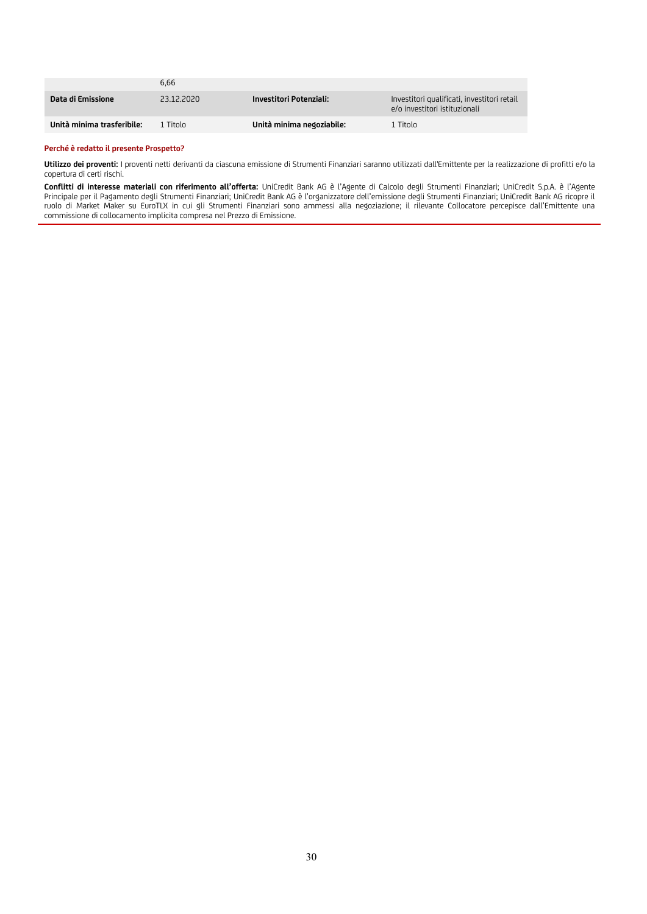| | | | |
|---|---|---|---|
| | 6,66 | | |
| **Data di Emissione** | 23.12.2020 | **Investitori Potenziali:** | Investitori qualificati, investitori retail e/o investitori istituzionali |
| **Unità minima trasferibile:** | 1 Titolo | **Unità minima negoziabile:** | 1 Titolo |

**Perché è redatto il presente Prospetto?**

**Utilizzo dei proventi:** I proventi netti derivanti da ciascuna emissione di Strumenti Finanziari saranno utilizzati dall'Emittente per la realizzazione di profitti e/o la copertura di certi rischi.

**Conflitti di interesse materiali con riferimento all'offerta:** UniCredit Bank AG è l'Agente di Calcolo degli Strumenti Finanziari; UniCredit S.p.A. è l'Agente Principale per il Pagamento degli Strumenti Finanziari; UniCredit Bank AG è l'organizzatore dell'emissione degli Strumenti Finanziari; UniCredit Bank AG ricopre il ruolo di Market Maker su EuroTLX in cui gli Strumenti Finanziari sono ammessi alla negoziazione; il rilevante Collocatore percepisce dall'Emittente una commissione di collocamento implicita compresa nel Prezzo di Emissione.